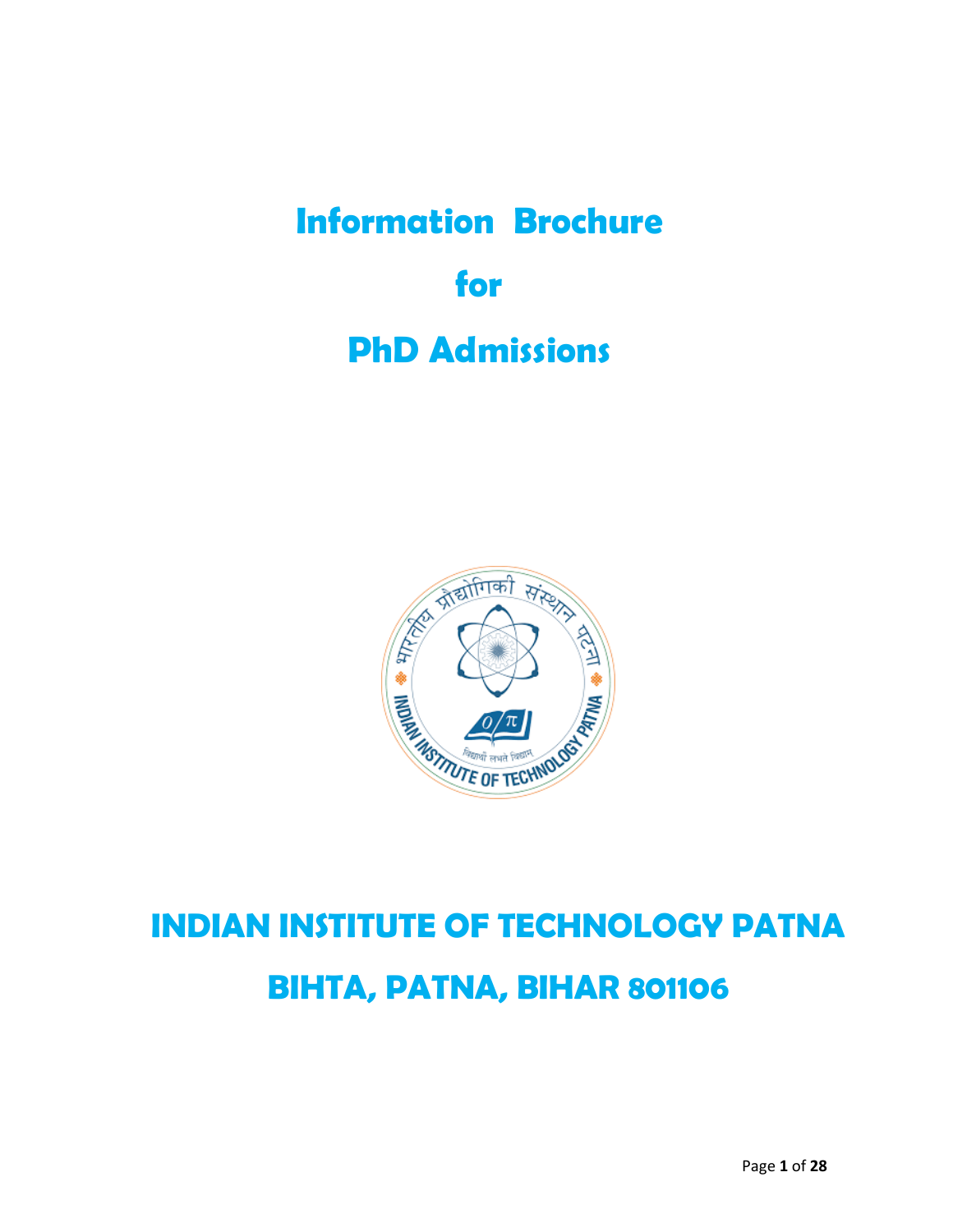# Information Brochure

# for

# PhD Admissions

# INDIAN INSTITUTE OF TECHNOLOGY PATNA

## BIHTA, PATNA, BIHAR 801106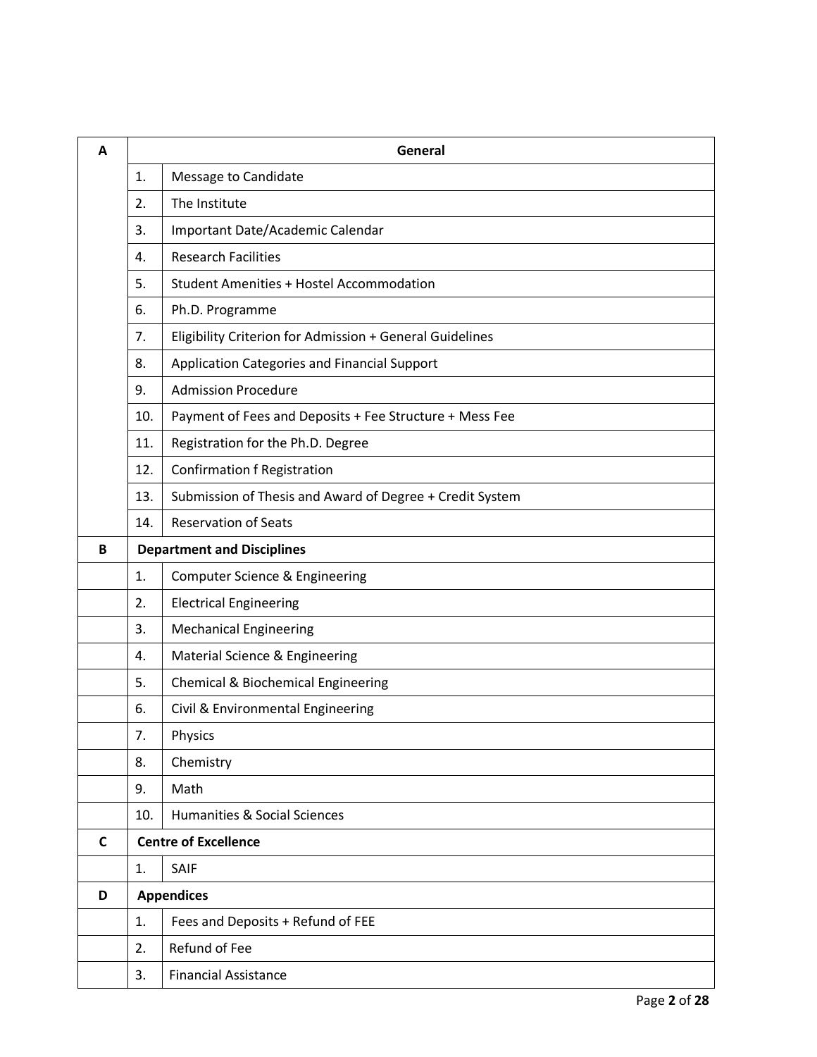| A | General | |
|---|---|---|
| | 1. | Message to Candidate |
| | 2. | The Institute |
| | 3. | Important Date/Academic Calendar |
| | 4. | Research Facilities |
| | 5. | Student Amenities + Hostel Accommodation |
| | 6. | Ph.D. Programme |
| | 7. | Eligibility Criterion for Admission + General Guidelines |
| | 8. | Application Categories and Financial Support |
| | 9. | Admission Procedure |
| | 10. | Payment of Fees and Deposits + Fee Structure + Mess Fee |
| | 11. | Registration for the Ph.D. Degree |
| | 12. | Confirmation f Registration |
| | 13. | Submission of Thesis and Award of Degree + Credit System |
| | 14. | Reservation of Seats |
| **B** | **Department and Disciplines** | |
| | 1. | Computer Science & Engineering |
| | 2. | Electrical Engineering |
| | 3. | Mechanical Engineering |
| | 4. | Material Science & Engineering |
| | 5. | Chemical & Biochemical Engineering |
| | 6. | Civil & Environmental Engineering |
| | 7. | Physics |
| | 8. | Chemistry |
| | 9. | Math |
| | 10. | Humanities & Social Sciences |
| **C** | **Centre of Excellence** | |
| | 1. | SAIF |
| **D** | **Appendices** | |
| | 1. | Fees and Deposits + Refund of FEE |
| | 2. | Refund of Fee |
| | 3. | Financial Assistance |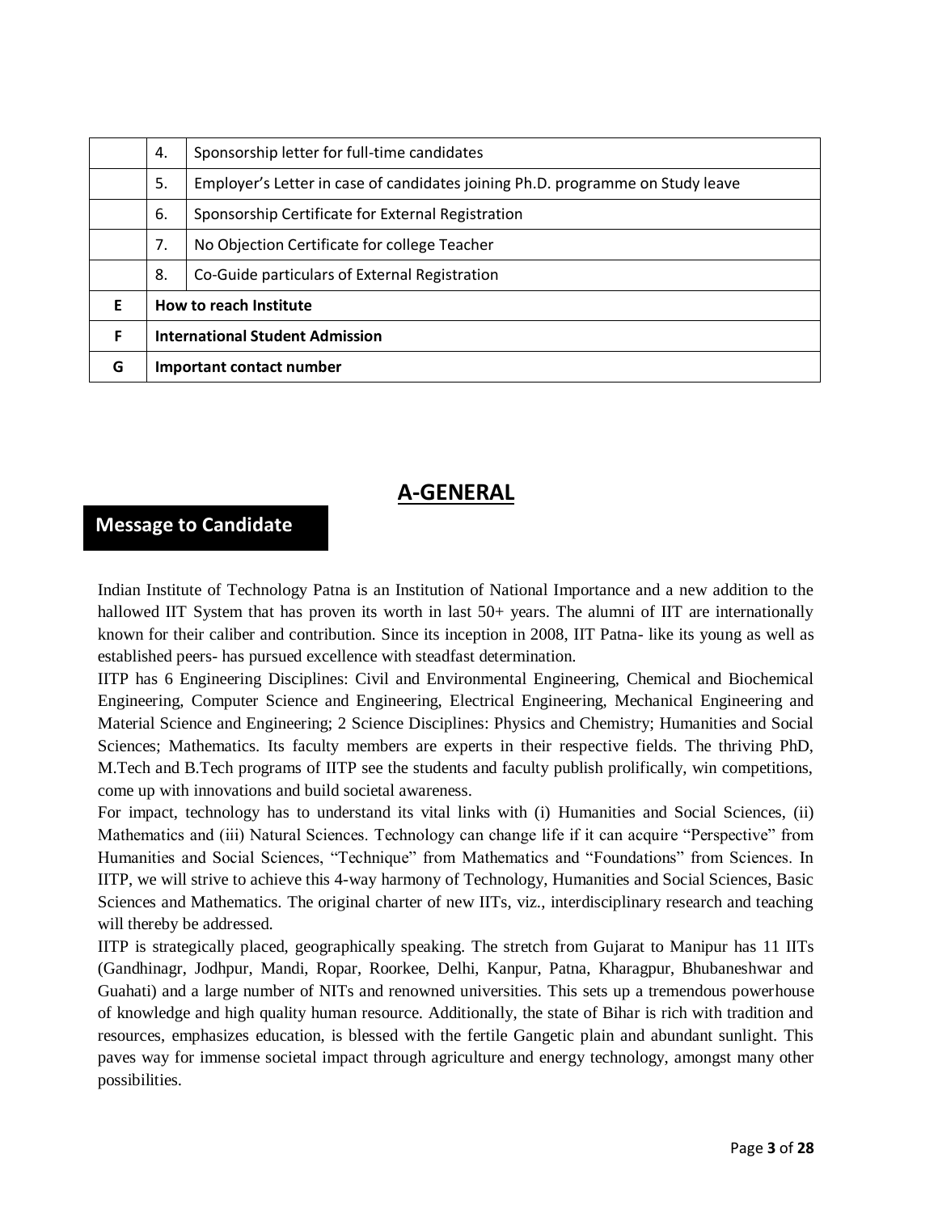| | | |
|---|---|---|
| | 4. | Sponsorship letter for full-time candidates |
| | 5. | Employer's Letter in case of candidates joining Ph.D. programme on Study leave |
| | 6. | Sponsorship Certificate for External Registration |
| | 7. | No Objection Certificate for college Teacher |
| | 8. | Co-Guide particulars of External Registration |
| **E** | **How to reach Institute** | |
| **F** | **International Student Admission** | |
| **G** | **Important contact number** | |

# A-GENERAL

## Message to Candidate

Indian Institute of Technology Patna is an Institution of National Importance and a new addition to the hallowed IIT System that has proven its worth in last 50+ years. The alumni of IIT are internationally known for their caliber and contribution. Since its inception in 2008, IIT Patna- like its young as well as established peers- has pursued excellence with steadfast determination.

IITP has 6 Engineering Disciplines: Civil and Environmental Engineering, Chemical and Biochemical Engineering, Computer Science and Engineering, Electrical Engineering, Mechanical Engineering and Material Science and Engineering; 2 Science Disciplines: Physics and Chemistry; Humanities and Social Sciences; Mathematics. Its faculty members are experts in their respective fields. The thriving PhD, M.Tech and B.Tech programs of IITP see the students and faculty publish prolifically, win competitions, come up with innovations and build societal awareness.

For impact, technology has to understand its vital links with (i) Humanities and Social Sciences, (ii) Mathematics and (iii) Natural Sciences. Technology can change life if it can acquire "Perspective" from Humanities and Social Sciences, "Technique" from Mathematics and "Foundations" from Sciences. In IITP, we will strive to achieve this 4-way harmony of Technology, Humanities and Social Sciences, Basic Sciences and Mathematics. The original charter of new IITs, viz., interdisciplinary research and teaching will thereby be addressed.

IITP is strategically placed, geographically speaking. The stretch from Gujarat to Manipur has 11 IITs (Gandhinagr, Jodhpur, Mandi, Ropar, Roorkee, Delhi, Kanpur, Patna, Kharagpur, Bhubaneshwar and Guahati) and a large number of NITs and renowned universities. This sets up a tremendous powerhouse of knowledge and high quality human resource. Additionally, the state of Bihar is rich with tradition and resources, emphasizes education, is blessed with the fertile Gangetic plain and abundant sunlight. This paves way for immense societal impact through agriculture and energy technology, amongst many other possibilities.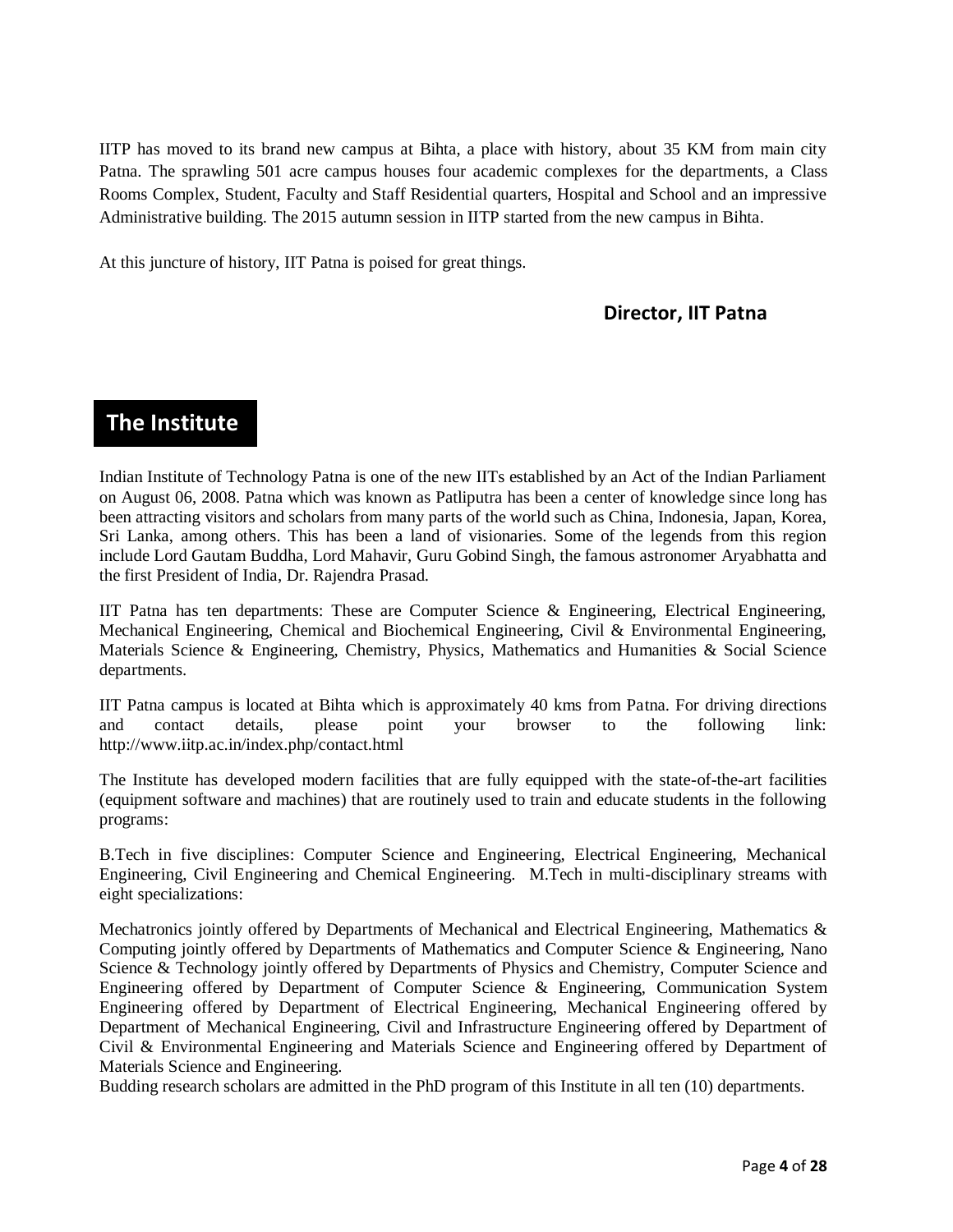IITP has moved to its brand new campus at Bihta, a place with history, about 35 KM from main city Patna. The sprawling 501 acre campus houses four academic complexes for the departments, a Class Rooms Complex, Student, Faculty and Staff Residential quarters, Hospital and School and an impressive Administrative building. The 2015 autumn session in IITP started from the new campus in Bihta.

At this juncture of history, IIT Patna is poised for great things.

**Director, IIT Patna**

## The Institute

Indian Institute of Technology Patna is one of the new IITs established by an Act of the Indian Parliament on August 06, 2008. Patna which was known as Patliputra has been a center of knowledge since long has been attracting visitors and scholars from many parts of the world such as China, Indonesia, Japan, Korea, Sri Lanka, among others. This has been a land of visionaries. Some of the legends from this region include Lord Gautam Buddha, Lord Mahavir, Guru Gobind Singh, the famous astronomer Aryabhatta and the first President of India, Dr. Rajendra Prasad.

IIT Patna has ten departments: These are Computer Science & Engineering, Electrical Engineering, Mechanical Engineering, Chemical and Biochemical Engineering, Civil & Environmental Engineering, Materials Science & Engineering, Chemistry, Physics, Mathematics and Humanities & Social Science departments.

IIT Patna campus is located at Bihta which is approximately 40 kms from Patna. For driving directions and contact details, please point your browser to the following link: http://www.iitp.ac.in/index.php/contact.html

The Institute has developed modern facilities that are fully equipped with the state-of-the-art facilities (equipment software and machines) that are routinely used to train and educate students in the following programs:

B.Tech in five disciplines: Computer Science and Engineering, Electrical Engineering, Mechanical Engineering, Civil Engineering and Chemical Engineering. M.Tech in multi-disciplinary streams with eight specializations:

Mechatronics jointly offered by Departments of Mechanical and Electrical Engineering, Mathematics & Computing jointly offered by Departments of Mathematics and Computer Science & Engineering, Nano Science & Technology jointly offered by Departments of Physics and Chemistry, Computer Science and Engineering offered by Department of Computer Science & Engineering, Communication System Engineering offered by Department of Electrical Engineering, Mechanical Engineering offered by Department of Mechanical Engineering, Civil and Infrastructure Engineering offered by Department of Civil & Environmental Engineering and Materials Science and Engineering offered by Department of Materials Science and Engineering.
Budding research scholars are admitted in the PhD program of this Institute in all ten (10) departments.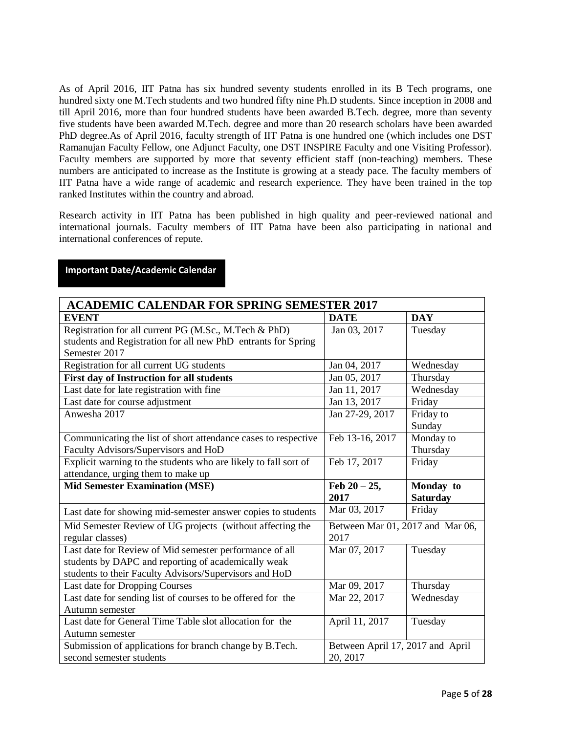As of April 2016, IIT Patna has six hundred seventy students enrolled in its B Tech programs, one hundred sixty one M.Tech students and two hundred fifty nine Ph.D students. Since inception in 2008 and till April 2016, more than four hundred students have been awarded B.Tech. degree, more than seventy five students have been awarded M.Tech. degree and more than 20 research scholars have been awarded PhD degree.As of April 2016, faculty strength of IIT Patna is one hundred one (which includes one DST Ramanujan Faculty Fellow, one Adjunct Faculty, one DST INSPIRE Faculty and one Visiting Professor). Faculty members are supported by more that seventy efficient staff (non-teaching) members. These numbers are anticipated to increase as the Institute is growing at a steady pace. The faculty members of IIT Patna have a wide range of academic and research experience. They have been trained in the top ranked Institutes within the country and abroad.

Research activity in IIT Patna has been published in high quality and peer-reviewed national and international journals. Faculty members of IIT Patna have been also participating in national and international conferences of repute.

## Important Date/Academic Calendar

| ACADEMIC CALENDAR FOR SPRING SEMESTER 2017 | | |
|---|---|---|
| **EVENT** | **DATE** | **DAY** |
| Registration for all current PG (M.Sc., M.Tech & PhD) students and Registration for all new PhD entrants for Spring Semester 2017 | Jan 03, 2017 | Tuesday |
| Registration for all current UG students | Jan 04, 2017 | Wednesday |
| **First day of Instruction for all students** | Jan 05, 2017 | Thursday |
| Last date for late registration with fine | Jan 11, 2017 | Wednesday |
| Last date for course adjustment | Jan 13, 2017 | Friday |
| Anwesha 2017 | Jan 27-29, 2017 | Friday to Sunday |
| Communicating the list of short attendance cases to respective Faculty Advisors/Supervisors and HoD | Feb 13-16, 2017 | Monday to Thursday |
| Explicit warning to the students who are likely to fall sort of attendance, urging them to make up | Feb 17, 2017 | Friday |
| **Mid Semester Examination (MSE)** | **Feb 20 – 25, 2017** | **Monday to Saturday** |
| Last date for showing mid-semester answer copies to students | Mar 03, 2017 | Friday |
| Mid Semester Review of UG projects (without affecting the regular classes) | Between Mar 01, 2017 and Mar 06, 2017 | |
| Last date for Review of Mid semester performance of all students by DAPC and reporting of academically weak students to their Faculty Advisors/Supervisors and HoD | Mar 07, 2017 | Tuesday |
| Last date for Dropping Courses | Mar 09, 2017 | Thursday |
| Last date for sending list of courses to be offered for the Autumn semester | Mar 22, 2017 | Wednesday |
| Last date for General Time Table slot allocation for the Autumn semester | April 11, 2017 | Tuesday |
| Submission of applications for branch change by B.Tech. second semester students | Between April 17, 2017 and April 20, 2017 | |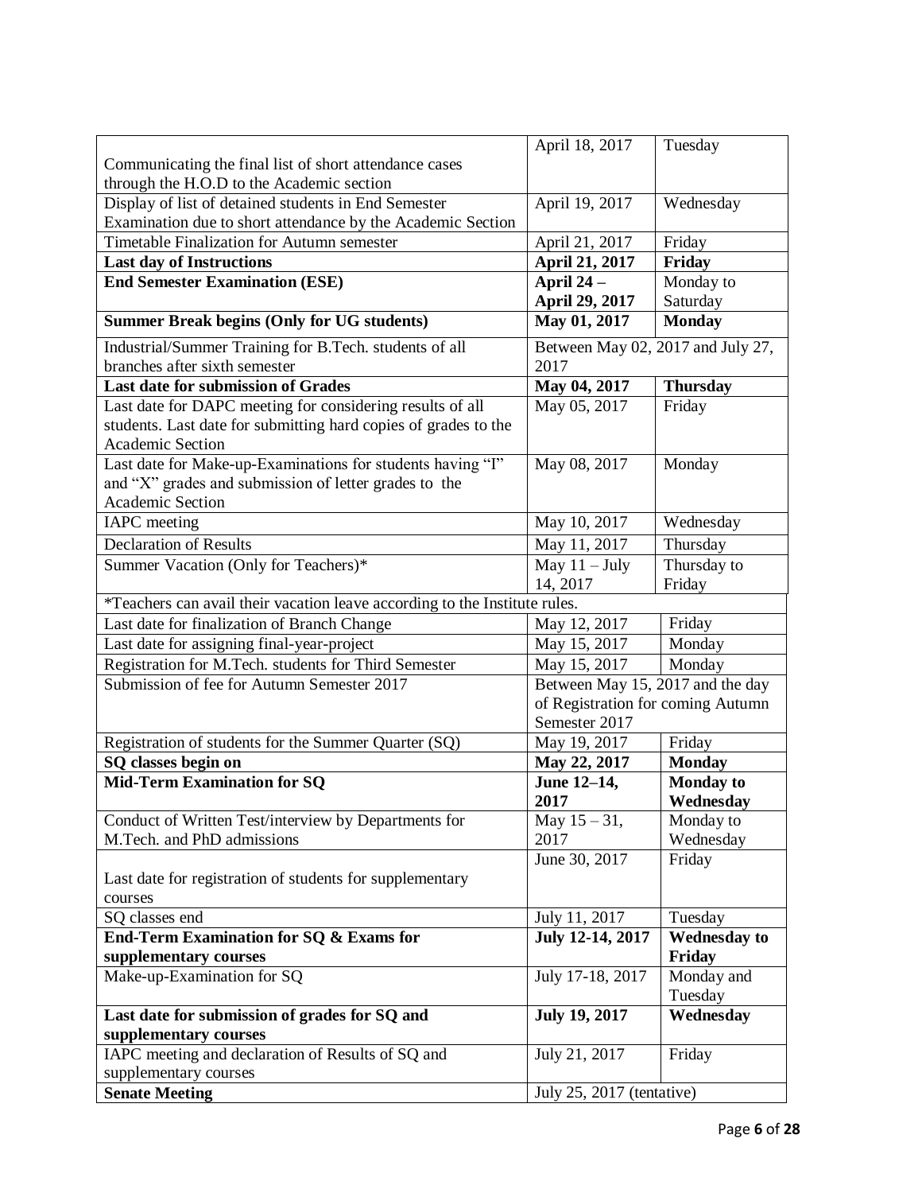| | | |
|---|---|---|
| Communicating the final list of short attendance cases through the H.O.D to the Academic section | April 18, 2017 | Tuesday |
| Display of list of detained students in End Semester Examination due to short attendance by the Academic Section | April 19, 2017 | Wednesday |
| Timetable Finalization for Autumn semester | April 21, 2017 | Friday |
| **Last day of Instructions** | **April 21, 2017** | **Friday** |
| **End Semester Examination (ESE)** | **April 24 – April 29, 2017** | Monday to Saturday |
| **Summer Break begins (Only for UG students)** | **May 01, 2017** | **Monday** |
| Industrial/Summer Training for B.Tech. students of all branches after sixth semester | Between May 02, 2017 and July 27, 2017 | |
| **Last date for submission of Grades** | **May 04, 2017** | **Thursday** |
| Last date for DAPC meeting for considering results of all students. Last date for submitting hard copies of grades to the Academic Section | May 05, 2017 | Friday |
| Last date for Make-up-Examinations for students having "I" and "X" grades and submission of letter grades to the Academic Section | May 08, 2017 | Monday |
| IAPC meeting | May 10, 2017 | Wednesday |
| Declaration of Results | May 11, 2017 | Thursday |
| Summer Vacation (Only for Teachers)* | May 11 – July 14, 2017 | Thursday to Friday |
| *Teachers can avail their vacation leave according to the Institute rules. | | |
| Last date for finalization of Branch Change | May 12, 2017 | Friday |
| Last date for assigning final-year-project | May 15, 2017 | Monday |
| Registration for M.Tech. students for Third Semester | May 15, 2017 | Monday |
| Submission of fee for Autumn Semester 2017 | Between May 15, 2017 and the day of Registration for coming Autumn Semester 2017 | |
| Registration of students for the Summer Quarter (SQ) | May 19, 2017 | Friday |
| **SQ classes begin on** | **May 22, 2017** | **Monday** |
| **Mid-Term Examination for SQ** | **June 12–14, 2017** | **Monday to Wednesday** |
| Conduct of Written Test/interview by Departments for M.Tech. and PhD admissions | May 15 – 31, 2017 | Monday to Wednesday |
| Last date for registration of students for supplementary courses | June 30, 2017 | Friday |
| SQ classes end | July 11, 2017 | Tuesday |
| **End-Term Examination for SQ & Exams for supplementary courses** | **July 12-14, 2017** | **Wednesday to Friday** |
| Make-up-Examination for SQ | July 17-18, 2017 | Monday and Tuesday |
| **Last date for submission of grades for SQ and supplementary courses** | **July 19, 2017** | **Wednesday** |
| IAPC meeting and declaration of Results of SQ and supplementary courses | July 21, 2017 | Friday |
| **Senate Meeting** | July 25, 2017 (tentative) | |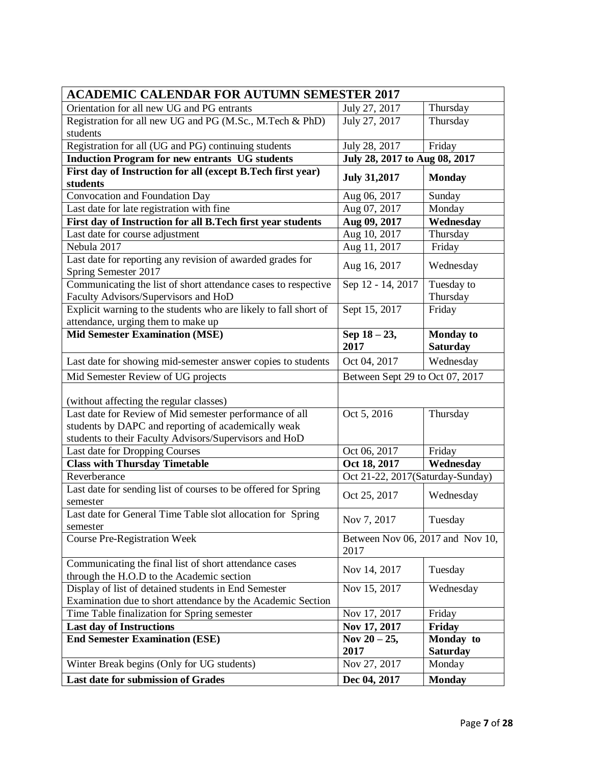| ACADEMIC CALENDAR FOR AUTUMN SEMESTER 2017 | | |
|---|---|---|
| Orientation for all new UG and PG entrants | July 27, 2017 | Thursday |
| Registration for all new UG and PG (M.Sc., M.Tech & PhD) students | July 27, 2017 | Thursday |
| Registration for all (UG and PG) continuing students | July 28, 2017 | Friday |
| **Induction Program for new entrants UG students** | **July 28, 2017 to Aug 08, 2017** | |
| **First day of Instruction for all (except B.Tech first year) students** | **July 31,2017** | **Monday** |
| Convocation and Foundation Day | Aug 06, 2017 | Sunday |
| Last date for late registration with fine | Aug 07, 2017 | Monday |
| **First day of Instruction for all B.Tech first year students** | **Aug 09, 2017** | **Wednesday** |
| Last date for course adjustment | Aug 10, 2017 | Thursday |
| Nebula 2017 | Aug 11, 2017 | Friday |
| Last date for reporting any revision of awarded grades for Spring Semester 2017 | Aug 16, 2017 | Wednesday |
| Communicating the list of short attendance cases to respective Faculty Advisors/Supervisors and HoD | Sep 12 - 14, 2017 | Tuesday to Thursday |
| Explicit warning to the students who are likely to fall short of attendance, urging them to make up | Sept 15, 2017 | Friday |
| **Mid Semester Examination (MSE)** | **Sep 18 – 23, 2017** | **Monday to Saturday** |
| Last date for showing mid-semester answer copies to students | Oct 04, 2017 | Wednesday |
| Mid Semester Review of UG projects (without affecting the regular classes) | Between Sept 29 to Oct 07, 2017 | |
| Last date for Review of Mid semester performance of all students by DAPC and reporting of academically weak students to their Faculty Advisors/Supervisors and HoD | Oct 5, 2016 | Thursday |
| Last date for Dropping Courses | Oct 06, 2017 | Friday |
| **Class with Thursday Timetable** | **Oct 18, 2017** | **Wednesday** |
| Reverberance | Oct 21-22, 2017(Saturday-Sunday) | |
| Last date for sending list of courses to be offered for Spring semester | Oct 25, 2017 | Wednesday |
| Last date for General Time Table slot allocation for Spring semester | Nov 7, 2017 | Tuesday |
| Course Pre-Registration Week | Between Nov 06, 2017 and Nov 10, 2017 | |
| Communicating the final list of short attendance cases through the H.O.D to the Academic section | Nov 14, 2017 | Tuesday |
| Display of list of detained students in End Semester Examination due to short attendance by the Academic Section | Nov 15, 2017 | Wednesday |
| Time Table finalization for Spring semester | Nov 17, 2017 | Friday |
| **Last day of Instructions** | **Nov 17, 2017** | **Friday** |
| **End Semester Examination (ESE)** | **Nov 20 – 25, 2017** | **Monday to Saturday** |
| Winter Break begins (Only for UG students) | Nov 27, 2017 | Monday |
| **Last date for submission of Grades** | **Dec 04, 2017** | **Monday** |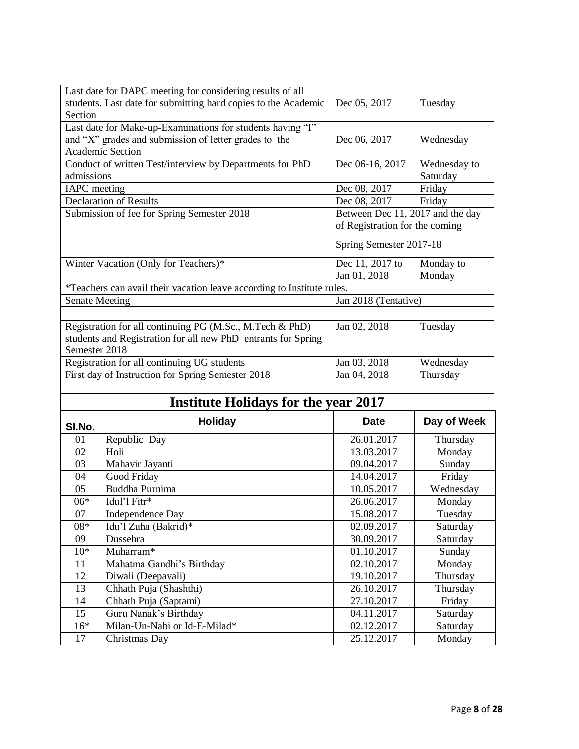| Event | Date | Day |
|---|---|---|
| Last date for DAPC meeting for considering results of all students. Last date for submitting hard copies to the Academic Section | Dec 05, 2017 | Tuesday |
| Last date for Make-up-Examinations for students having "I" and "X" grades and submission of letter grades to the Academic Section | Dec 06, 2017 | Wednesday |
| Conduct of written Test/interview by Departments for PhD admissions | Dec 06-16, 2017 | Wednesday to Saturday |
| IAPC meeting | Dec 08, 2017 | Friday |
| Declaration of Results | Dec 08, 2017 | Friday |
| Submission of fee for Spring Semester 2018 | Between Dec 11, 2017 and the day of Registration for the coming Spring Semester 2017-18 | |
| Winter Vacation (Only for Teachers)* | Dec 11, 2017 to Jan 01, 2018 | Monday to Monday |
| *Teachers can avail their vacation leave according to Institute rules. | | |
| Senate Meeting | Jan 2018 (Tentative) | |
| Registration for all continuing PG (M.Sc., M.Tech & PhD) students and Registration for all new PhD entrants for Spring Semester 2018 | Jan 02, 2018 | Tuesday |
| Registration for all continuing UG students | Jan 03, 2018 | Wednesday |
| First day of Instruction for Spring Semester 2018 | Jan 04, 2018 | Thursday |

# Institute Holidays for the year 2017

| Sl.No. | Holiday | Date | Day of Week |
|---|---|---|---|
| 01 | Republic Day | 26.01.2017 | Thursday |
| 02 | Holi | 13.03.2017 | Monday |
| 03 | Mahavir Jayanti | 09.04.2017 | Sunday |
| 04 | Good Friday | 14.04.2017 | Friday |
| 05 | Buddha Purnima | 10.05.2017 | Wednesday |
| 06* | Idul'l Fitr* | 26.06.2017 | Monday |
| 07 | Independence Day | 15.08.2017 | Tuesday |
| 08* | Idu'l Zuha (Bakrid)* | 02.09.2017 | Saturday |
| 09 | Dussehra | 30.09.2017 | Saturday |
| 10* | Muharram* | 01.10.2017 | Sunday |
| 11 | Mahatma Gandhi's Birthday | 02.10.2017 | Monday |
| 12 | Diwali (Deepavali) | 19.10.2017 | Thursday |
| 13 | Chhath Puja (Shashthi) | 26.10.2017 | Thursday |
| 14 | Chhath Puja (Saptami) | 27.10.2017 | Friday |
| 15 | Guru Nanak's Birthday | 04.11.2017 | Saturday |
| 16* | Milan-Un-Nabi or Id-E-Milad* | 02.12.2017 | Saturday |
| 17 | Christmas Day | 25.12.2017 | Monday |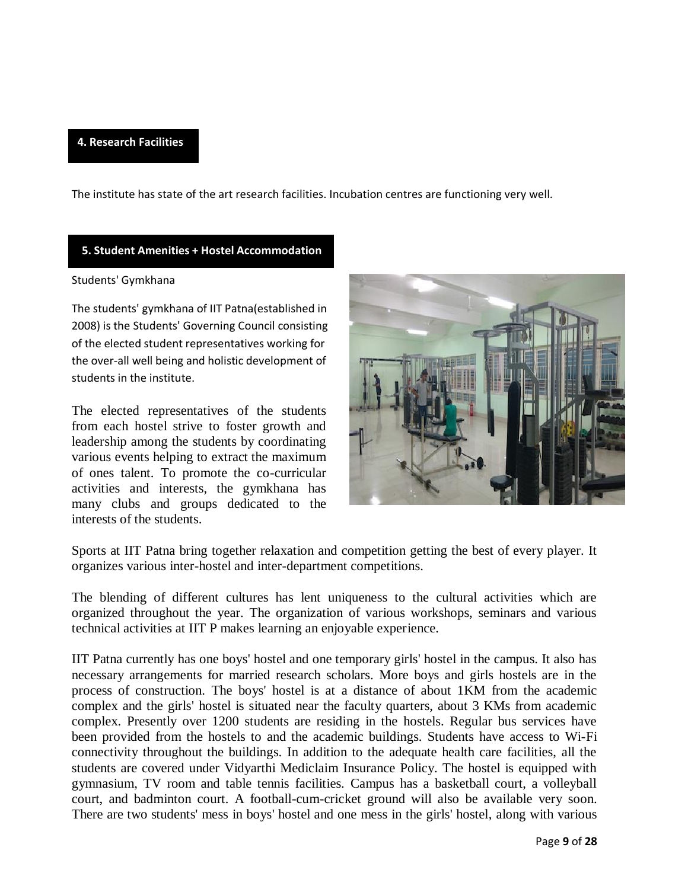## 4. Research Facilities

The institute has state of the art research facilities. Incubation centres are functioning very well.

## 5. Student Amenities + Hostel Accommodation

Students' Gymkhana

The students' gymkhana of IIT Patna(established in 2008) is the Students' Governing Council consisting of the elected student representatives working for the over-all well being and holistic development of students in the institute.

The elected representatives of the students from each hostel strive to foster growth and leadership among the students by coordinating various events helping to extract the maximum of ones talent. To promote the co-curricular activities and interests, the gymkhana has many clubs and groups dedicated to the interests of the students.

Sports at IIT Patna bring together relaxation and competition getting the best of every player. It organizes various inter-hostel and inter-department competitions.

The blending of different cultures has lent uniqueness to the cultural activities which are organized throughout the year. The organization of various workshops, seminars and various technical activities at IIT P makes learning an enjoyable experience.

IIT Patna currently has one boys' hostel and one temporary girls' hostel in the campus. It also has necessary arrangements for married research scholars. More boys and girls hostels are in the process of construction. The boys' hostel is at a distance of about 1KM from the academic complex and the girls' hostel is situated near the faculty quarters, about 3 KMs from academic complex. Presently over 1200 students are residing in the hostels. Regular bus services have been provided from the hostels to and the academic buildings. Students have access to Wi-Fi connectivity throughout the buildings. In addition to the adequate health care facilities, all the students are covered under Vidyarthi Mediclaim Insurance Policy. The hostel is equipped with gymnasium, TV room and table tennis facilities. Campus has a basketball court, a volleyball court, and badminton court. A football-cum-cricket ground will also be available very soon. There are two students' mess in boys' hostel and one mess in the girls' hostel, along with various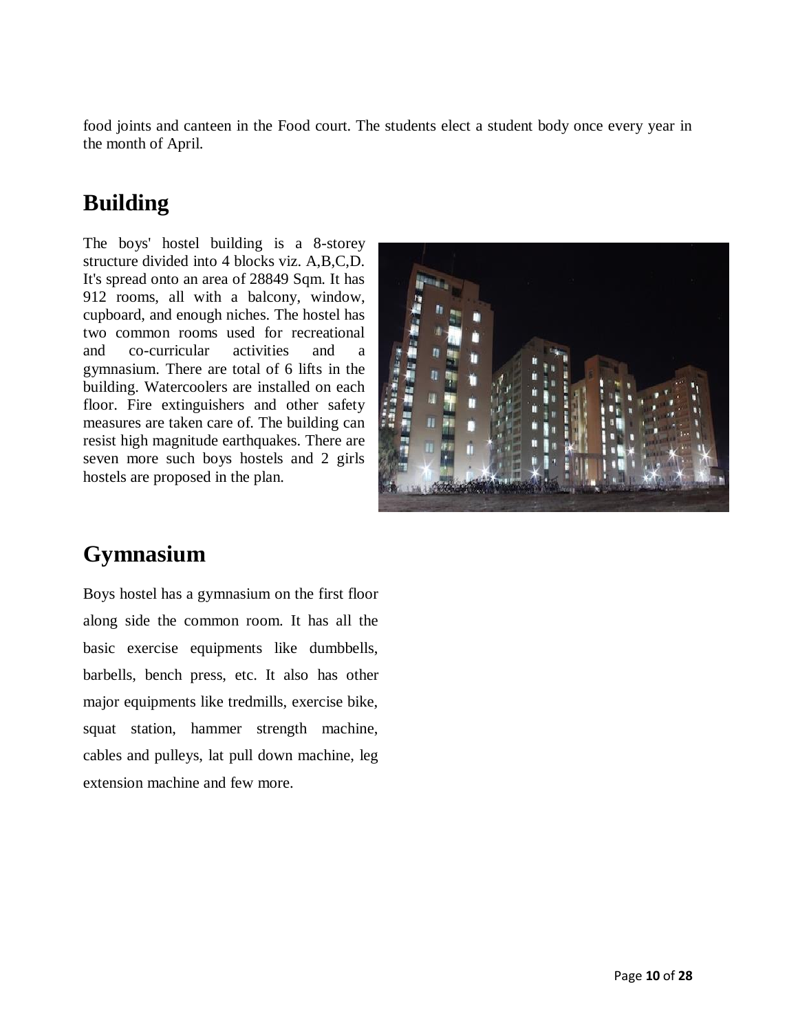food joints and canteen in the Food court. The students elect a student body once every year in the month of April.

# Building

The boys' hostel building is a 8-storey structure divided into 4 blocks viz. A,B,C,D. It's spread onto an area of 28849 Sqm. It has 912 rooms, all with a balcony, window, cupboard, and enough niches. The hostel has two common rooms used for recreational and co-curricular activities and a gymnasium. There are total of 6 lifts in the building. Watercoolers are installed on each floor. Fire extinguishers and other safety measures are taken care of. The building can resist high magnitude earthquakes. There are seven more such boys hostels and 2 girls hostels are proposed in the plan.

# Gymnasium

Boys hostel has a gymnasium on the first floor along side the common room. It has all the basic exercise equipments like dumbbells, barbells, bench press, etc. It also has other major equipments like tredmills, exercise bike, squat station, hammer strength machine, cables and pulleys, lat pull down machine, leg extension machine and few more.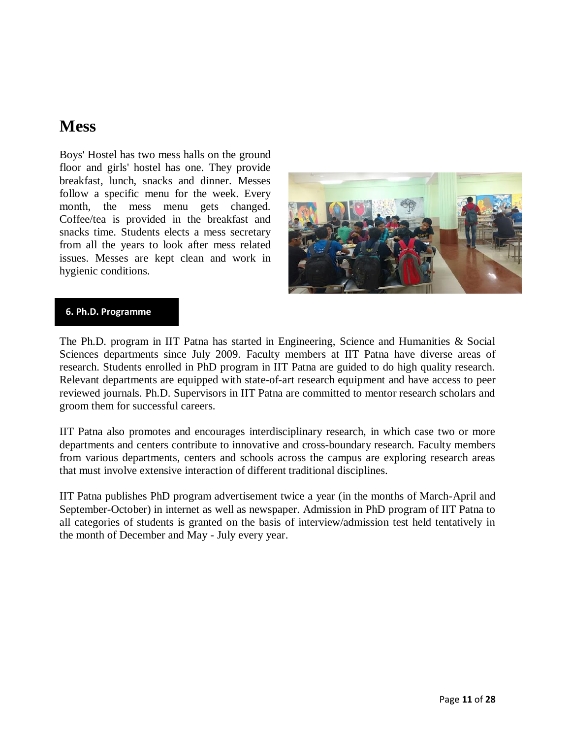# Mess

Boys' Hostel has two mess halls on the ground floor and girls' hostel has one. They provide breakfast, lunch, snacks and dinner. Messes follow a specific menu for the week. Every month, the mess menu gets changed. Coffee/tea is provided in the breakfast and snacks time. Students elects a mess secretary from all the years to look after mess related issues. Messes are kept clean and work in hygienic conditions.

## 6. Ph.D. Programme

The Ph.D. program in IIT Patna has started in Engineering, Science and Humanities & Social Sciences departments since July 2009. Faculty members at IIT Patna have diverse areas of research. Students enrolled in PhD program in IIT Patna are guided to do high quality research. Relevant departments are equipped with state-of-art research equipment and have access to peer reviewed journals. Ph.D. Supervisors in IIT Patna are committed to mentor research scholars and groom them for successful careers.

IIT Patna also promotes and encourages interdisciplinary research, in which case two or more departments and centers contribute to innovative and cross-boundary research. Faculty members from various departments, centers and schools across the campus are exploring research areas that must involve extensive interaction of different traditional disciplines.

IIT Patna publishes PhD program advertisement twice a year (in the months of March-April and September-October) in internet as well as newspaper. Admission in PhD program of IIT Patna to all categories of students is granted on the basis of interview/admission test held tentatively in the month of December and May - July every year.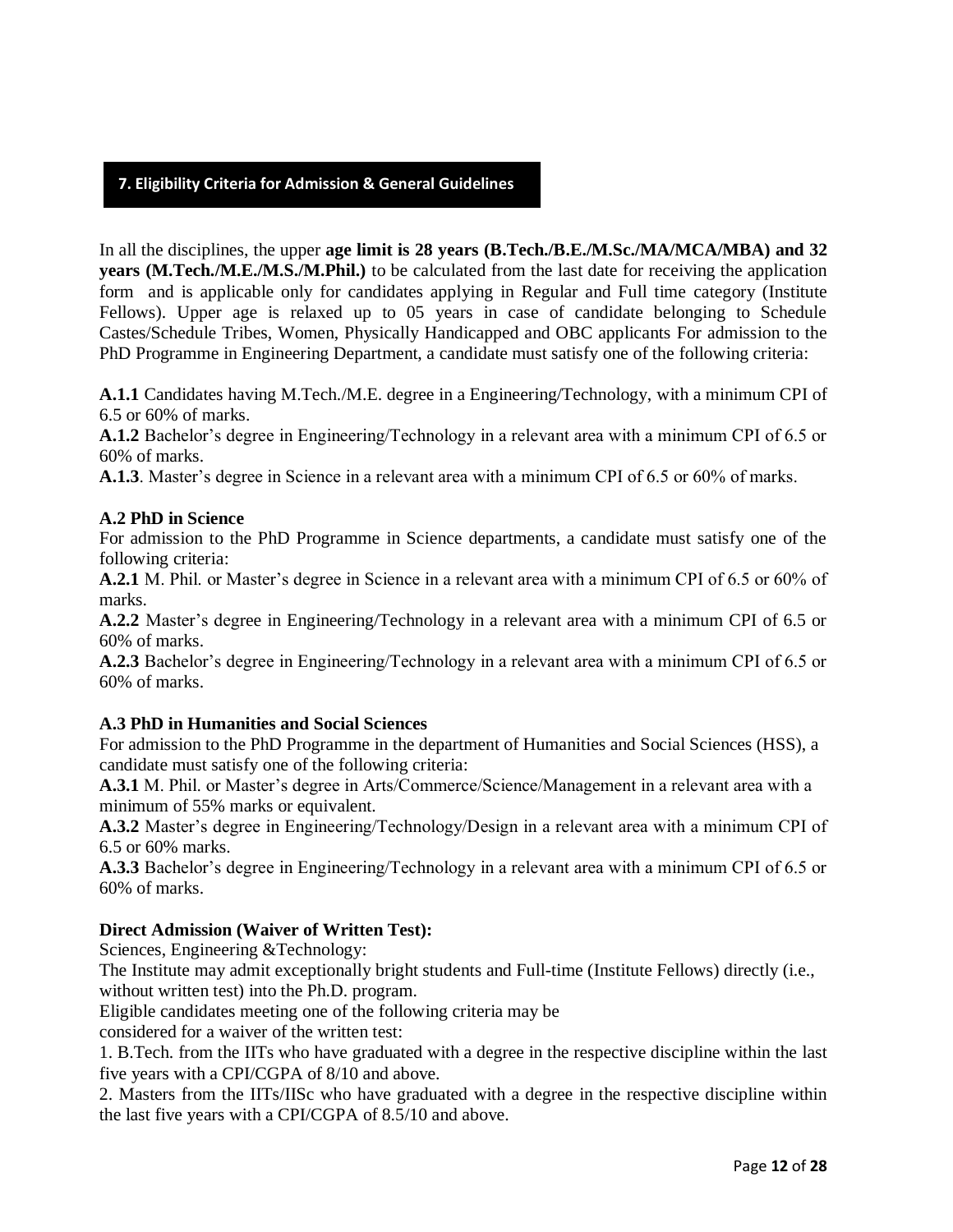## 7. Eligibility Criteria for Admission & General Guidelines

In all the disciplines, the upper **age limit is 28 years (B.Tech./B.E./M.Sc./MA/MCA/MBA) and 32 years (M.Tech./M.E./M.S./M.Phil.)** to be calculated from the last date for receiving the application form and is applicable only for candidates applying in Regular and Full time category (Institute Fellows). Upper age is relaxed up to 05 years in case of candidate belonging to Schedule Castes/Schedule Tribes, Women, Physically Handicapped and OBC applicants For admission to the PhD Programme in Engineering Department, a candidate must satisfy one of the following criteria:

**A.1.1** Candidates having M.Tech./M.E. degree in a Engineering/Technology, with a minimum CPI of 6.5 or 60% of marks.
**A.1.2** Bachelor's degree in Engineering/Technology in a relevant area with a minimum CPI of 6.5 or 60% of marks.
**A.1.3**. Master's degree in Science in a relevant area with a minimum CPI of 6.5 or 60% of marks.

**A.2 PhD in Science**

For admission to the PhD Programme in Science departments, a candidate must satisfy one of the following criteria:
**A.2.1** M. Phil. or Master's degree in Science in a relevant area with a minimum CPI of 6.5 or 60% of marks.
**A.2.2** Master's degree in Engineering/Technology in a relevant area with a minimum CPI of 6.5 or 60% of marks.
**A.2.3** Bachelor's degree in Engineering/Technology in a relevant area with a minimum CPI of 6.5 or 60% of marks.

**A.3 PhD in Humanities and Social Sciences**

For admission to the PhD Programme in the department of Humanities and Social Sciences (HSS), a candidate must satisfy one of the following criteria:
**A.3.1** M. Phil. or Master's degree in Arts/Commerce/Science/Management in a relevant area with a minimum of 55% marks or equivalent.
**A.3.2** Master's degree in Engineering/Technology/Design in a relevant area with a minimum CPI of 6.5 or 60% marks.
**A.3.3** Bachelor's degree in Engineering/Technology in a relevant area with a minimum CPI of 6.5 or 60% of marks.

**Direct Admission (Waiver of Written Test):**

Sciences, Engineering &Technology:
The Institute may admit exceptionally bright students and Full-time (Institute Fellows) directly (i.e., without written test) into the Ph.D. program.
Eligible candidates meeting one of the following criteria may be
considered for a waiver of the written test:

1. B.Tech. from the IITs who have graduated with a degree in the respective discipline within the last five years with a CPI/CGPA of 8/10 and above.
2. Masters from the IITs/IISc who have graduated with a degree in the respective discipline within the last five years with a CPI/CGPA of 8.5/10 and above.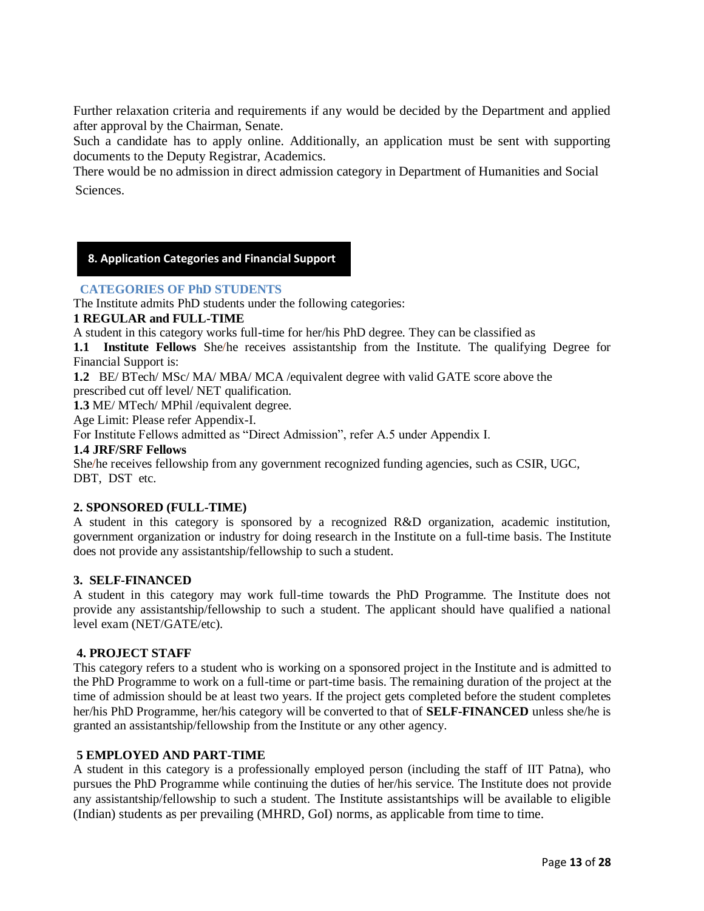Further relaxation criteria and requirements if any would be decided by the Department and applied after approval by the Chairman, Senate.

Such a candidate has to apply online. Additionally, an application must be sent with supporting documents to the Deputy Registrar, Academics.

There would be no admission in direct admission category in Department of Humanities and Social Sciences.

## 8. Application Categories and Financial Support

### CATEGORIES OF PhD STUDENTS

The Institute admits PhD students under the following categories:

**1 REGULAR and FULL-TIME**

A student in this category works full-time for her/his PhD degree. They can be classified as

**1.1 Institute Fellows** She/he receives assistantship from the Institute. The qualifying Degree for Financial Support is:

**1.2** BE/ BTech/ MSc/ MA/ MBA/ MCA /equivalent degree with valid GATE score above the prescribed cut off level/ NET qualification.

**1.3** ME/ MTech/ MPhil /equivalent degree.

Age Limit: Please refer Appendix-I.

For Institute Fellows admitted as "Direct Admission", refer A.5 under Appendix I.

**1.4 JRF/SRF Fellows**

She/he receives fellowship from any government recognized funding agencies, such as CSIR, UGC, DBT, DST etc.

**2. SPONSORED (FULL-TIME)**

A student in this category is sponsored by a recognized R&D organization, academic institution, government organization or industry for doing research in the Institute on a full-time basis. The Institute does not provide any assistantship/fellowship to such a student.

**3. SELF-FINANCED**

A student in this category may work full-time towards the PhD Programme. The Institute does not provide any assistantship/fellowship to such a student. The applicant should have qualified a national level exam (NET/GATE/etc).

**4. PROJECT STAFF**

This category refers to a student who is working on a sponsored project in the Institute and is admitted to the PhD Programme to work on a full-time or part-time basis. The remaining duration of the project at the time of admission should be at least two years. If the project gets completed before the student completes her/his PhD Programme, her/his category will be converted to that of **SELF-FINANCED** unless she/he is granted an assistantship/fellowship from the Institute or any other agency.

**5 EMPLOYED AND PART-TIME**

A student in this category is a professionally employed person (including the staff of IIT Patna), who pursues the PhD Programme while continuing the duties of her/his service. The Institute does not provide any assistantship/fellowship to such a student. The Institute assistantships will be available to eligible (Indian) students as per prevailing (MHRD, GoI) norms, as applicable from time to time.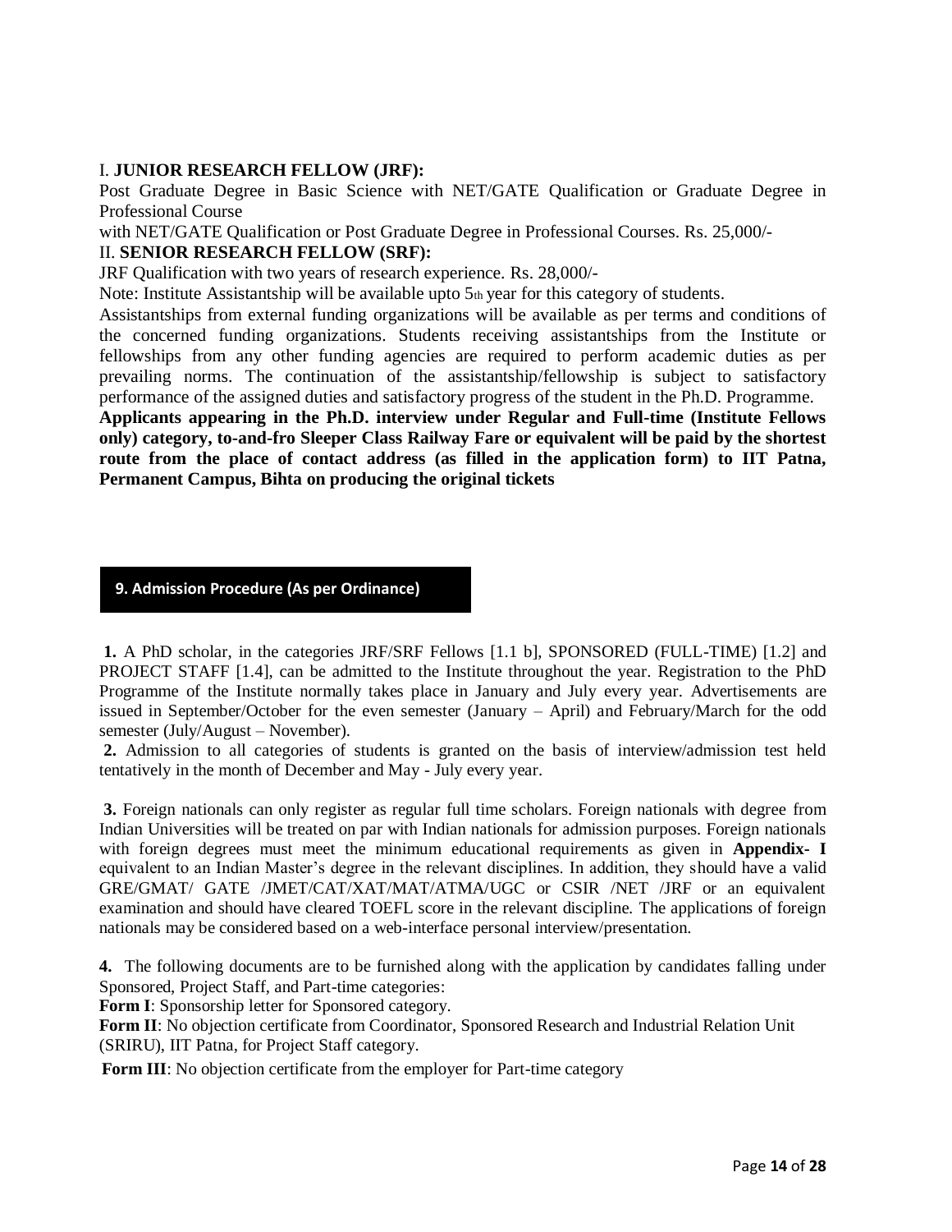I. **JUNIOR RESEARCH FELLOW (JRF):**

Post Graduate Degree in Basic Science with NET/GATE Qualification or Graduate Degree in Professional Course
with NET/GATE Qualification or Post Graduate Degree in Professional Courses. Rs. 25,000/-

II. **SENIOR RESEARCH FELLOW (SRF):**

JRF Qualification with two years of research experience. Rs. 28,000/-

Note: Institute Assistantship will be available upto 5th year for this category of students.

Assistantships from external funding organizations will be available as per terms and conditions of the concerned funding organizations. Students receiving assistantships from the Institute or fellowships from any other funding agencies are required to perform academic duties as per prevailing norms. The continuation of the assistantship/fellowship is subject to satisfactory performance of the assigned duties and satisfactory progress of the student in the Ph.D. Programme.

**Applicants appearing in the Ph.D. interview under Regular and Full-time (Institute Fellows only) category, to-and-fro Sleeper Class Railway Fare or equivalent will be paid by the shortest route from the place of contact address (as filled in the application form) to IIT Patna, Permanent Campus, Bihta on producing the original tickets**

## 9. Admission Procedure (As per Ordinance)

**1.** A PhD scholar, in the categories JRF/SRF Fellows [1.1 b], SPONSORED (FULL-TIME) [1.2] and PROJECT STAFF [1.4], can be admitted to the Institute throughout the year. Registration to the PhD Programme of the Institute normally takes place in January and July every year. Advertisements are issued in September/October for the even semester (January – April) and February/March for the odd semester (July/August – November).

**2.** Admission to all categories of students is granted on the basis of interview/admission test held tentatively in the month of December and May - July every year.

**3.** Foreign nationals can only register as regular full time scholars. Foreign nationals with degree from Indian Universities will be treated on par with Indian nationals for admission purposes. Foreign nationals with foreign degrees must meet the minimum educational requirements as given in **Appendix- I** equivalent to an Indian Master's degree in the relevant disciplines. In addition, they should have a valid GRE/GMAT/ GATE /JMET/CAT/XAT/MAT/ATMA/UGC or CSIR /NET /JRF or an equivalent examination and should have cleared TOEFL score in the relevant discipline. The applications of foreign nationals may be considered based on a web-interface personal interview/presentation.

**4.** The following documents are to be furnished along with the application by candidates falling under Sponsored, Project Staff, and Part-time categories:

**Form I**: Sponsorship letter for Sponsored category.

**Form II**: No objection certificate from Coordinator, Sponsored Research and Industrial Relation Unit (SRIRU), IIT Patna, for Project Staff category.

**Form III**: No objection certificate from the employer for Part-time category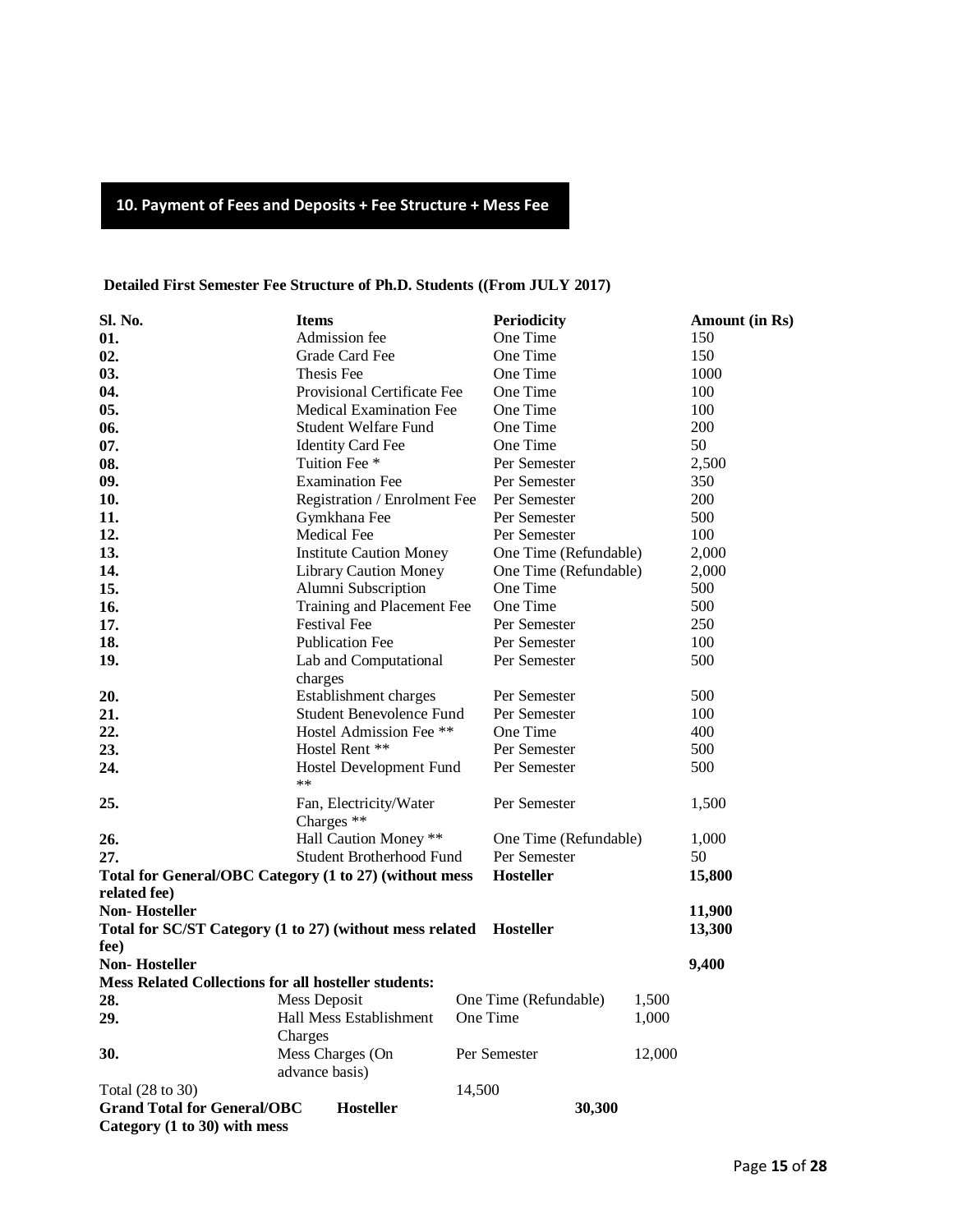## 10. Payment of Fees and Deposits + Fee Structure + Mess Fee

**Detailed First Semester Fee Structure of Ph.D. Students ((From JULY 2017)**

| Sl. No. | Items | Periodicity | Amount (in Rs) |
|---|---|---|---|
| **01.** | Admission fee | One Time | 150 |
| **02.** | Grade Card Fee | One Time | 150 |
| **03.** | Thesis Fee | One Time | 1000 |
| **04.** | Provisional Certificate Fee | One Time | 100 |
| **05.** | Medical Examination Fee | One Time | 100 |
| **06.** | Student Welfare Fund | One Time | 200 |
| **07.** | Identity Card Fee | One Time | 50 |
| **08.** | Tuition Fee * | Per Semester | 2,500 |
| **09.** | Examination Fee | Per Semester | 350 |
| **10.** | Registration / Enrolment Fee | Per Semester | 200 |
| **11.** | Gymkhana Fee | Per Semester | 500 |
| **12.** | Medical Fee | Per Semester | 100 |
| **13.** | Institute Caution Money | One Time (Refundable) | 2,000 |
| **14.** | Library Caution Money | One Time (Refundable) | 2,000 |
| **15.** | Alumni Subscription | One Time | 500 |
| **16.** | Training and Placement Fee | One Time | 500 |
| **17.** | Festival Fee | Per Semester | 250 |
| **18.** | Publication Fee | Per Semester | 100 |
| **19.** | Lab and Computational charges | Per Semester | 500 |
| **20.** | Establishment charges | Per Semester | 500 |
| **21.** | Student Benevolence Fund | Per Semester | 100 |
| **22.** | Hostel Admission Fee ** | One Time | 400 |
| **23.** | Hostel Rent ** | Per Semester | 500 |
| **24.** | Hostel Development Fund ** | Per Semester | 500 |
| **25.** | Fan, Electricity/Water Charges ** | Per Semester | 1,500 |
| **26.** | Hall Caution Money ** | One Time (Refundable) | 1,000 |
| **27.** | Student Brotherhood Fund | Per Semester | 50 |
| **Total for General/OBC Category (1 to 27) (without mess related fee)** | | **Hosteller** | **15,800** |
| **Non- Hosteller** | | | **11,900** |
| **Total for SC/ST Category (1 to 27) (without mess related fee)** | | **Hosteller** | **13,300** |
| **Non- Hosteller** | | | **9,400** |
| **Mess Related Collections for all hosteller students:** | | | |
| **28.** | Mess Deposit | One Time (Refundable) | 1,500 |
| **29.** | Hall Mess Establishment Charges | One Time | 1,000 |
| **30.** | Mess Charges (On advance basis) | Per Semester | 12,000 |
| Total (28 to 30) | | 14,500 | |
| **Grand Total for General/OBC Category (1 to 30) with mess** | **Hosteller** | **30,300** | |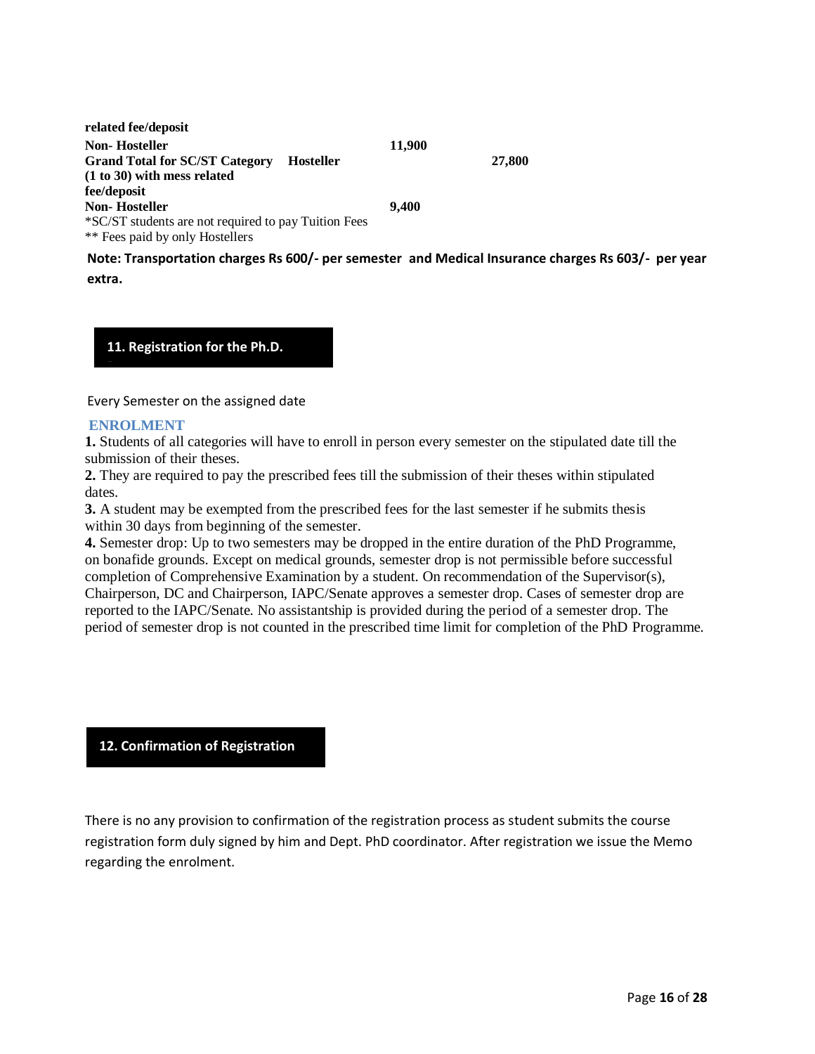| | | | |
|---|---|---|---|
| **related fee/deposit** | | | |
| **Non- Hosteller** | | **11,900** | |
| **Grand Total for SC/ST Category (1 to 30) with mess related fee/deposit** | **Hosteller** | | **27,800** |
| **Non- Hosteller** | | **9,400** | |

*SC/ST students are not required to pay Tuition Fees
** Fees paid by only Hostellers

**Note: Transportation charges Rs 600/- per semester and Medical Insurance charges Rs 603/- per year extra.**

## 11. Registration for the Ph.D.

Every Semester on the assigned date

### ENROLMENT

**1.** Students of all categories will have to enroll in person every semester on the stipulated date till the submission of their theses.

**2.** They are required to pay the prescribed fees till the submission of their theses within stipulated dates.

**3.** A student may be exempted from the prescribed fees for the last semester if he submits thesis within 30 days from beginning of the semester.

**4.** Semester drop: Up to two semesters may be dropped in the entire duration of the PhD Programme, on bonafide grounds. Except on medical grounds, semester drop is not permissible before successful completion of Comprehensive Examination by a student. On recommendation of the Supervisor(s), Chairperson, DC and Chairperson, IAPC/Senate approves a semester drop. Cases of semester drop are reported to the IAPC/Senate. No assistantship is provided during the period of a semester drop. The period of semester drop is not counted in the prescribed time limit for completion of the PhD Programme.

## 12. Confirmation of Registration

There is no any provision to confirmation of the registration process as student submits the course registration form duly signed by him and Dept. PhD coordinator. After registration we issue the Memo regarding the enrolment.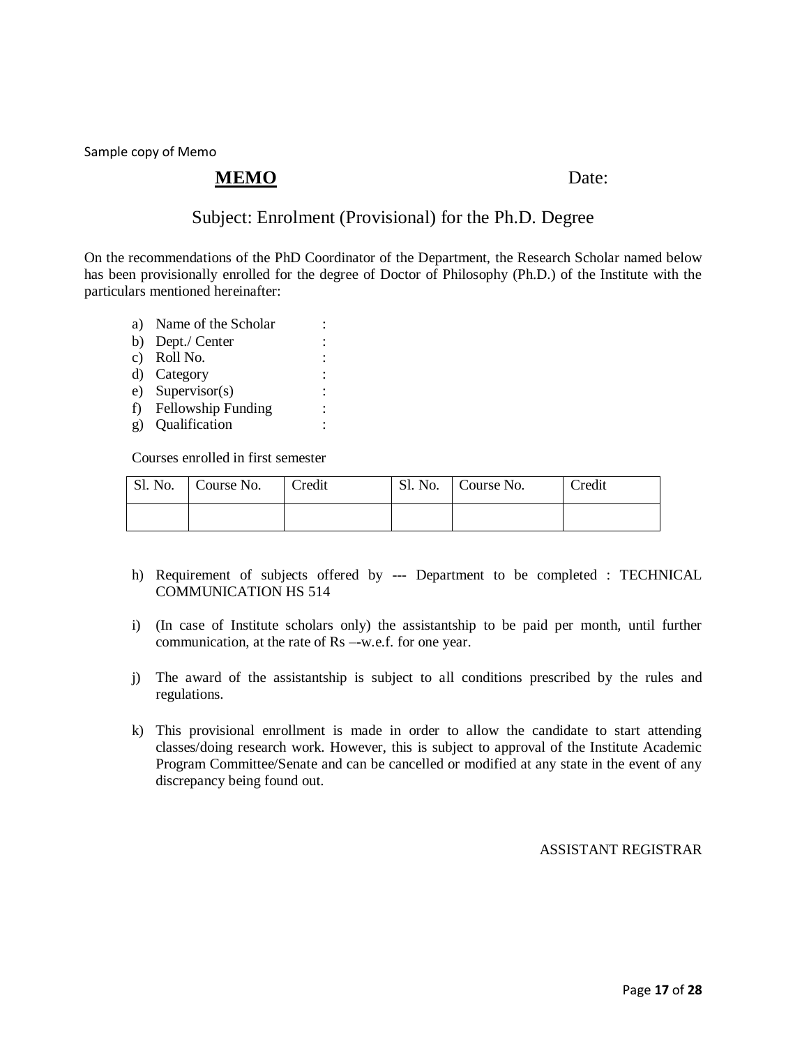Sample copy of Memo

**MEMO** Date:

## Subject: Enrolment (Provisional) for the Ph.D. Degree

On the recommendations of the PhD Coordinator of the Department, the Research Scholar named below has been provisionally enrolled for the degree of Doctor of Philosophy (Ph.D.) of the Institute with the particulars mentioned hereinafter:

a) Name of the Scholar :
b) Dept./ Center :
c) Roll No. :
d) Category :
e) Supervisor(s) :
f) Fellowship Funding :
g) Qualification :

Courses enrolled in first semester

| Sl. No. | Course No. | Credit | Sl. No. | Course No. | Credit |
|---|---|---|---|---|---|
| | | | | | |

h) Requirement of subjects offered by --- Department to be completed : TECHNICAL COMMUNICATION HS 514

i) (In case of Institute scholars only) the assistantship to be paid per month, until further communication, at the rate of Rs –-w.e.f. for one year.

j) The award of the assistantship is subject to all conditions prescribed by the rules and regulations.

k) This provisional enrollment is made in order to allow the candidate to start attending classes/doing research work. However, this is subject to approval of the Institute Academic Program Committee/Senate and can be cancelled or modified at any state in the event of any discrepancy being found out.

ASSISTANT REGISTRAR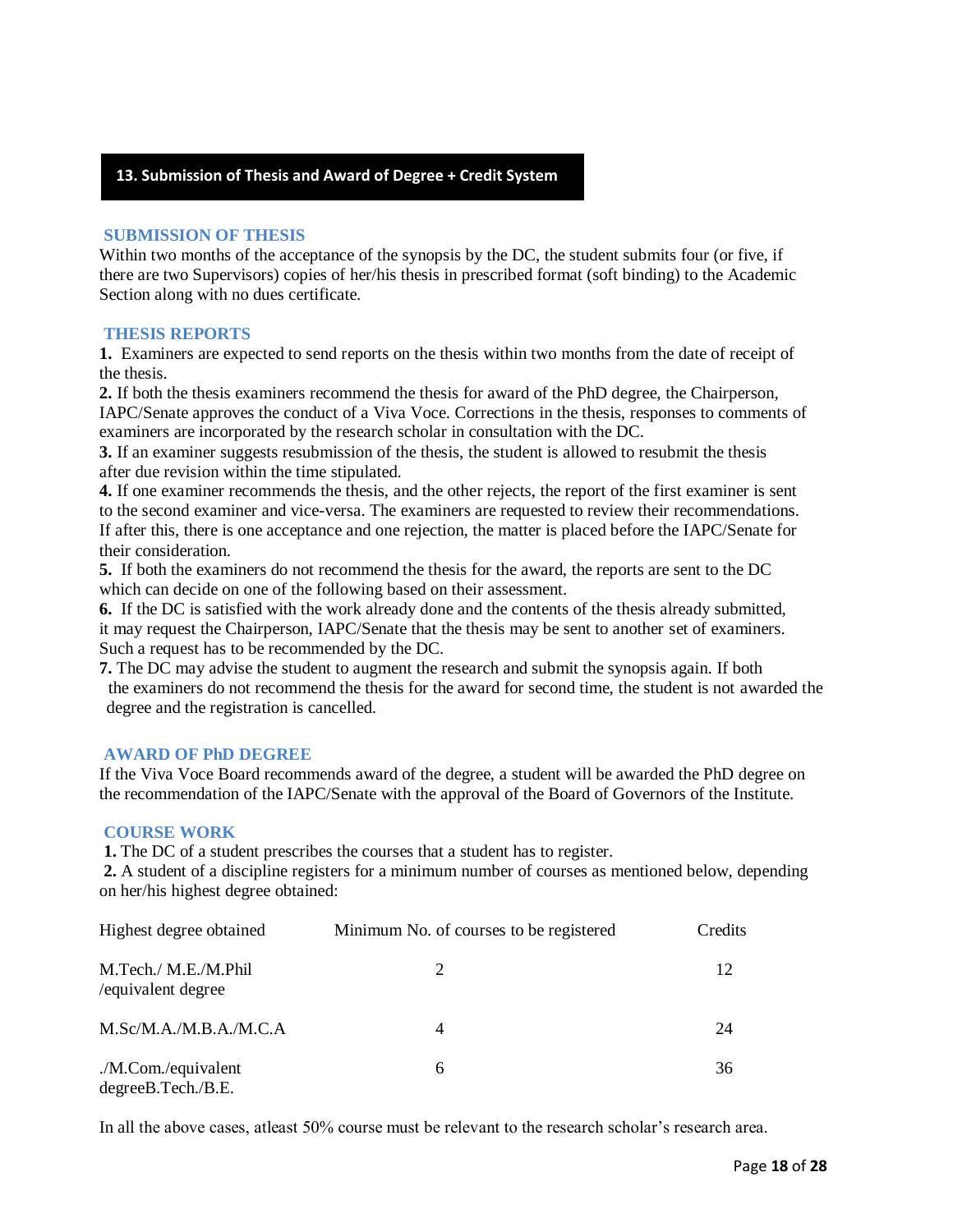## 13. Submission of Thesis and Award of Degree + Credit System

### SUBMISSION OF THESIS

Within two months of the acceptance of the synopsis by the DC, the student submits four (or five, if there are two Supervisors) copies of her/his thesis in prescribed format (soft binding) to the Academic Section along with no dues certificate.

### THESIS REPORTS

**1.** Examiners are expected to send reports on the thesis within two months from the date of receipt of the thesis.

**2.** If both the thesis examiners recommend the thesis for award of the PhD degree, the Chairperson, IAPC/Senate approves the conduct of a Viva Voce. Corrections in the thesis, responses to comments of examiners are incorporated by the research scholar in consultation with the DC.

**3.** If an examiner suggests resubmission of the thesis, the student is allowed to resubmit the thesis after due revision within the time stipulated.

**4.** If one examiner recommends the thesis, and the other rejects, the report of the first examiner is sent to the second examiner and vice-versa. The examiners are requested to review their recommendations. If after this, there is one acceptance and one rejection, the matter is placed before the IAPC/Senate for their consideration.

**5.** If both the examiners do not recommend the thesis for the award, the reports are sent to the DC which can decide on one of the following based on their assessment.

**6.** If the DC is satisfied with the work already done and the contents of the thesis already submitted, it may request the Chairperson, IAPC/Senate that the thesis may be sent to another set of examiners. Such a request has to be recommended by the DC.

**7.** The DC may advise the student to augment the research and submit the synopsis again. If both the examiners do not recommend the thesis for the award for second time, the student is not awarded the degree and the registration is cancelled.

### AWARD OF PhD DEGREE

If the Viva Voce Board recommends award of the degree, a student will be awarded the PhD degree on the recommendation of the IAPC/Senate with the approval of the Board of Governors of the Institute.

### COURSE WORK

**1.** The DC of a student prescribes the courses that a student has to register.

**2.** A student of a discipline registers for a minimum number of courses as mentioned below, depending on her/his highest degree obtained:

| Highest degree obtained | Minimum No. of courses to be registered | Credits |
|---|---|---|
| M.Tech./ M.E./M.Phil /equivalent degree | 2 | 12 |
| M.Sc/M.A./M.B.A./M.C.A | 4 | 24 |
| ./M.Com./equivalent degreeB.Tech./B.E. | 6 | 36 |

In all the above cases, atleast 50% course must be relevant to the research scholar's research area.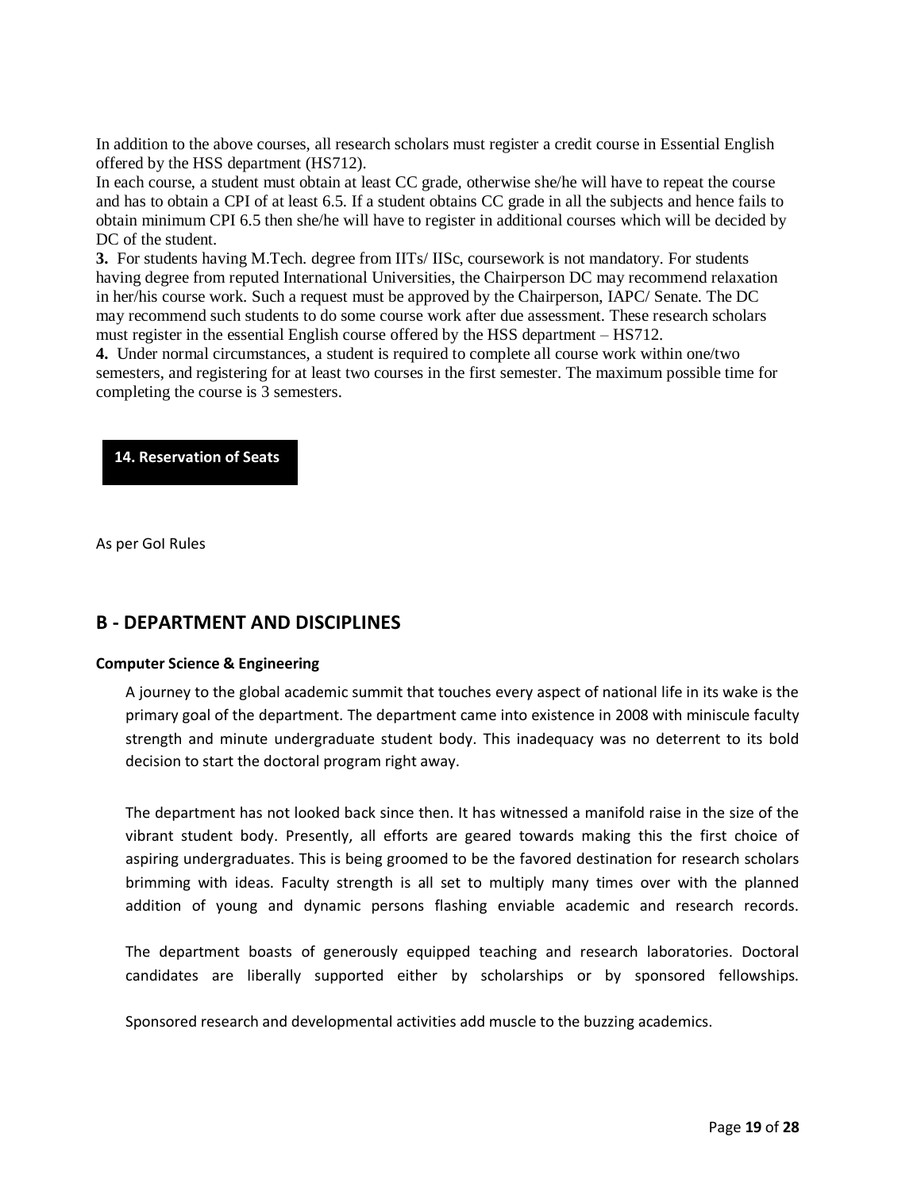In addition to the above courses, all research scholars must register a credit course in Essential English offered by the HSS department (HS712).

In each course, a student must obtain at least CC grade, otherwise she/he will have to repeat the course and has to obtain a CPI of at least 6.5. If a student obtains CC grade in all the subjects and hence fails to obtain minimum CPI 6.5 then she/he will have to register in additional courses which will be decided by DC of the student.

**3.** For students having M.Tech. degree from IITs/ IISc, coursework is not mandatory. For students having degree from reputed International Universities, the Chairperson DC may recommend relaxation in her/his course work. Such a request must be approved by the Chairperson, IAPC/ Senate. The DC may recommend such students to do some course work after due assessment. These research scholars must register in the essential English course offered by the HSS department – HS712.

**4.** Under normal circumstances, a student is required to complete all course work within one/two semesters, and registering for at least two courses in the first semester. The maximum possible time for completing the course is 3 semesters.

## 14. Reservation of Seats

As per GoI Rules

# B - DEPARTMENT AND DISCIPLINES

### Computer Science & Engineering

A journey to the global academic summit that touches every aspect of national life in its wake is the primary goal of the department. The department came into existence in 2008 with miniscule faculty strength and minute undergraduate student body. This inadequacy was no deterrent to its bold decision to start the doctoral program right away.

The department has not looked back since then. It has witnessed a manifold raise in the size of the vibrant student body. Presently, all efforts are geared towards making this the first choice of aspiring undergraduates. This is being groomed to be the favored destination for research scholars brimming with ideas. Faculty strength is all set to multiply many times over with the planned addition of young and dynamic persons flashing enviable academic and research records.

The department boasts of generously equipped teaching and research laboratories. Doctoral candidates are liberally supported either by scholarships or by sponsored fellowships.

Sponsored research and developmental activities add muscle to the buzzing academics.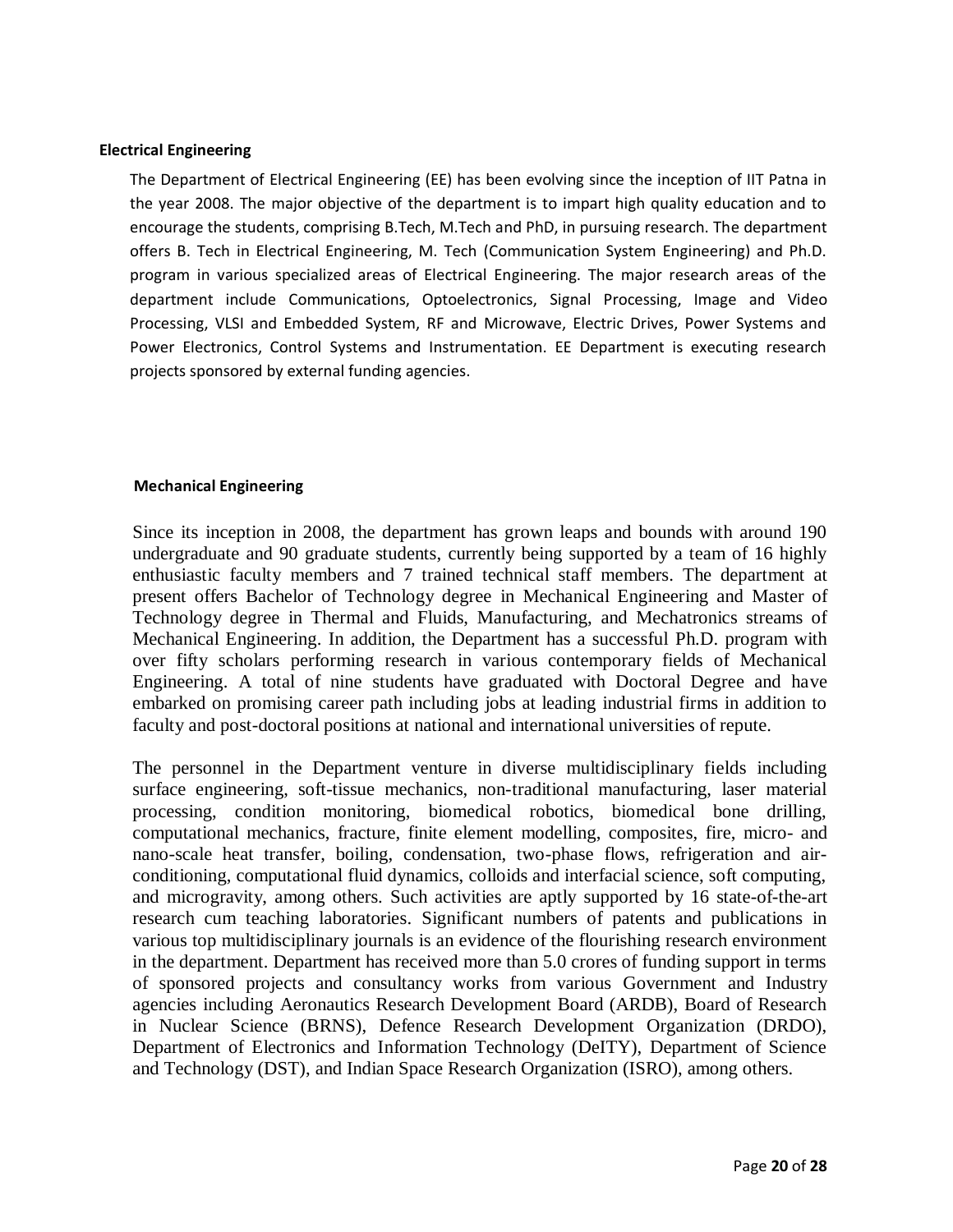### Electrical Engineering

The Department of Electrical Engineering (EE) has been evolving since the inception of IIT Patna in the year 2008. The major objective of the department is to impart high quality education and to encourage the students, comprising B.Tech, M.Tech and PhD, in pursuing research. The department offers B. Tech in Electrical Engineering, M. Tech (Communication System Engineering) and Ph.D. program in various specialized areas of Electrical Engineering. The major research areas of the department include Communications, Optoelectronics, Signal Processing, Image and Video Processing, VLSI and Embedded System, RF and Microwave, Electric Drives, Power Systems and Power Electronics, Control Systems and Instrumentation. EE Department is executing research projects sponsored by external funding agencies.

### Mechanical Engineering

Since its inception in 2008, the department has grown leaps and bounds with around 190 undergraduate and 90 graduate students, currently being supported by a team of 16 highly enthusiastic faculty members and 7 trained technical staff members. The department at present offers Bachelor of Technology degree in Mechanical Engineering and Master of Technology degree in Thermal and Fluids, Manufacturing, and Mechatronics streams of Mechanical Engineering. In addition, the Department has a successful Ph.D. program with over fifty scholars performing research in various contemporary fields of Mechanical Engineering. A total of nine students have graduated with Doctoral Degree and have embarked on promising career path including jobs at leading industrial firms in addition to faculty and post-doctoral positions at national and international universities of repute.

The personnel in the Department venture in diverse multidisciplinary fields including surface engineering, soft-tissue mechanics, non-traditional manufacturing, laser material processing, condition monitoring, biomedical robotics, biomedical bone drilling, computational mechanics, fracture, finite element modelling, composites, fire, micro- and nano-scale heat transfer, boiling, condensation, two-phase flows, refrigeration and air-conditioning, computational fluid dynamics, colloids and interfacial science, soft computing, and microgravity, among others. Such activities are aptly supported by 16 state-of-the-art research cum teaching laboratories. Significant numbers of patents and publications in various top multidisciplinary journals is an evidence of the flourishing research environment in the department. Department has received more than 5.0 crores of funding support in terms of sponsored projects and consultancy works from various Government and Industry agencies including Aeronautics Research Development Board (ARDB), Board of Research in Nuclear Science (BRNS), Defence Research Development Organization (DRDO), Department of Electronics and Information Technology (DeITY), Department of Science and Technology (DST), and Indian Space Research Organization (ISRO), among others.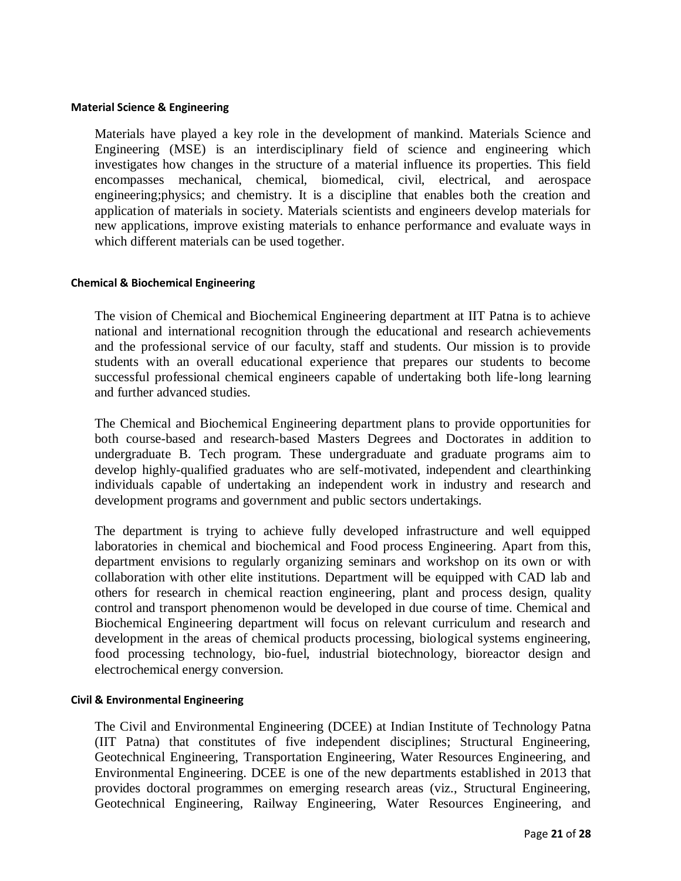#### Material Science & Engineering

Materials have played a key role in the development of mankind. Materials Science and Engineering (MSE) is an interdisciplinary field of science and engineering which investigates how changes in the structure of a material influence its properties. This field encompasses mechanical, chemical, biomedical, civil, electrical, and aerospace engineering;physics; and chemistry. It is a discipline that enables both the creation and application of materials in society. Materials scientists and engineers develop materials for new applications, improve existing materials to enhance performance and evaluate ways in which different materials can be used together.

#### Chemical & Biochemical Engineering

The vision of Chemical and Biochemical Engineering department at IIT Patna is to achieve national and international recognition through the educational and research achievements and the professional service of our faculty, staff and students. Our mission is to provide students with an overall educational experience that prepares our students to become successful professional chemical engineers capable of undertaking both life-long learning and further advanced studies.

The Chemical and Biochemical Engineering department plans to provide opportunities for both course-based and research-based Masters Degrees and Doctorates in addition to undergraduate B. Tech program. These undergraduate and graduate programs aim to develop highly-qualified graduates who are self-motivated, independent and clearthinking individuals capable of undertaking an independent work in industry and research and development programs and government and public sectors undertakings.

The department is trying to achieve fully developed infrastructure and well equipped laboratories in chemical and biochemical and Food process Engineering. Apart from this, department envisions to regularly organizing seminars and workshop on its own or with collaboration with other elite institutions. Department will be equipped with CAD lab and others for research in chemical reaction engineering, plant and process design, quality control and transport phenomenon would be developed in due course of time. Chemical and Biochemical Engineering department will focus on relevant curriculum and research and development in the areas of chemical products processing, biological systems engineering, food processing technology, bio-fuel, industrial biotechnology, bioreactor design and electrochemical energy conversion.

#### Civil & Environmental Engineering

The Civil and Environmental Engineering (DCEE) at Indian Institute of Technology Patna (IIT Patna) that constitutes of five independent disciplines; Structural Engineering, Geotechnical Engineering, Transportation Engineering, Water Resources Engineering, and Environmental Engineering. DCEE is one of the new departments established in 2013 that provides doctoral programmes on emerging research areas (viz., Structural Engineering, Geotechnical Engineering, Railway Engineering, Water Resources Engineering, and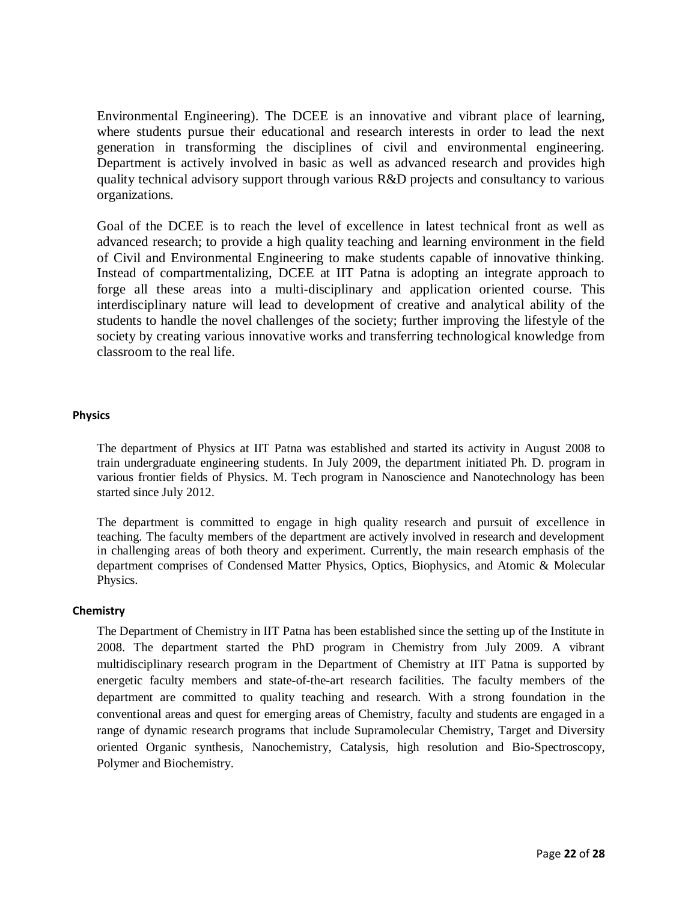Environmental Engineering). The DCEE is an innovative and vibrant place of learning, where students pursue their educational and research interests in order to lead the next generation in transforming the disciplines of civil and environmental engineering. Department is actively involved in basic as well as advanced research and provides high quality technical advisory support through various R&D projects and consultancy to various organizations.

Goal of the DCEE is to reach the level of excellence in latest technical front as well as advanced research; to provide a high quality teaching and learning environment in the field of Civil and Environmental Engineering to make students capable of innovative thinking. Instead of compartmentalizing, DCEE at IIT Patna is adopting an integrate approach to forge all these areas into a multi-disciplinary and application oriented course. This interdisciplinary nature will lead to development of creative and analytical ability of the students to handle the novel challenges of the society; further improving the lifestyle of the society by creating various innovative works and transferring technological knowledge from classroom to the real life.

#### Physics

The department of Physics at IIT Patna was established and started its activity in August 2008 to train undergraduate engineering students. In July 2009, the department initiated Ph. D. program in various frontier fields of Physics. M. Tech program in Nanoscience and Nanotechnology has been started since July 2012.

The department is committed to engage in high quality research and pursuit of excellence in teaching. The faculty members of the department are actively involved in research and development in challenging areas of both theory and experiment. Currently, the main research emphasis of the department comprises of Condensed Matter Physics, Optics, Biophysics, and Atomic & Molecular Physics.

#### Chemistry

The Department of Chemistry in IIT Patna has been established since the setting up of the Institute in 2008. The department started the PhD program in Chemistry from July 2009. A vibrant multidisciplinary research program in the Department of Chemistry at IIT Patna is supported by energetic faculty members and state-of-the-art research facilities. The faculty members of the department are committed to quality teaching and research. With a strong foundation in the conventional areas and quest for emerging areas of Chemistry, faculty and students are engaged in a range of dynamic research programs that include Supramolecular Chemistry, Target and Diversity oriented Organic synthesis, Nanochemistry, Catalysis, high resolution and Bio-Spectroscopy, Polymer and Biochemistry.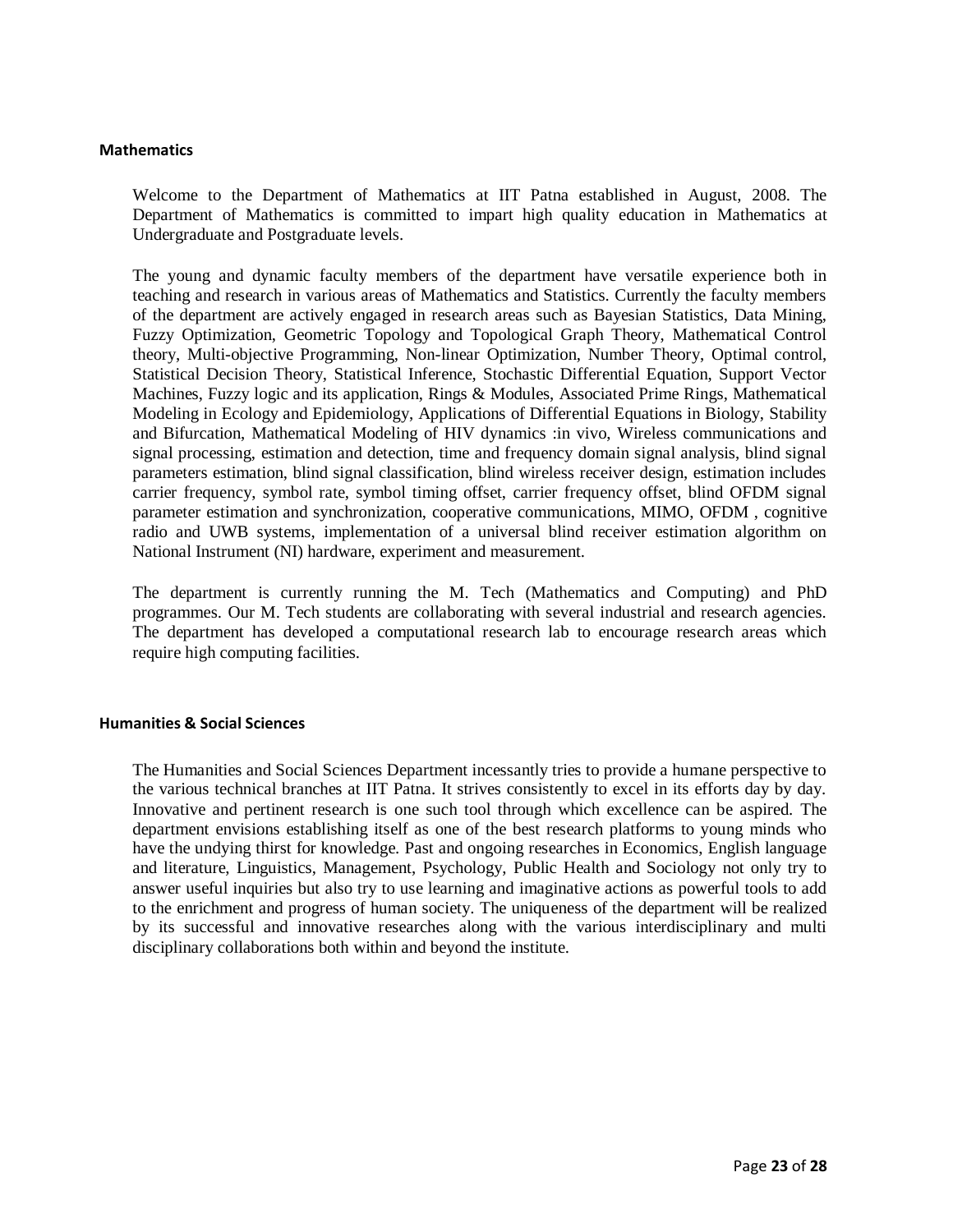## Mathematics

Welcome to the Department of Mathematics at IIT Patna established in August, 2008. The Department of Mathematics is committed to impart high quality education in Mathematics at Undergraduate and Postgraduate levels.

The young and dynamic faculty members of the department have versatile experience both in teaching and research in various areas of Mathematics and Statistics. Currently the faculty members of the department are actively engaged in research areas such as Bayesian Statistics, Data Mining, Fuzzy Optimization, Geometric Topology and Topological Graph Theory, Mathematical Control theory, Multi-objective Programming, Non-linear Optimization, Number Theory, Optimal control, Statistical Decision Theory, Statistical Inference, Stochastic Differential Equation, Support Vector Machines, Fuzzy logic and its application, Rings & Modules, Associated Prime Rings, Mathematical Modeling in Ecology and Epidemiology, Applications of Differential Equations in Biology, Stability and Bifurcation, Mathematical Modeling of HIV dynamics :in vivo, Wireless communications and signal processing, estimation and detection, time and frequency domain signal analysis, blind signal parameters estimation, blind signal classification, blind wireless receiver design, estimation includes carrier frequency, symbol rate, symbol timing offset, carrier frequency offset, blind OFDM signal parameter estimation and synchronization, cooperative communications, MIMO, OFDM , cognitive radio and UWB systems, implementation of a universal blind receiver estimation algorithm on National Instrument (NI) hardware, experiment and measurement.

The department is currently running the M. Tech (Mathematics and Computing) and PhD programmes. Our M. Tech students are collaborating with several industrial and research agencies. The department has developed a computational research lab to encourage research areas which require high computing facilities.

## Humanities & Social Sciences

The Humanities and Social Sciences Department incessantly tries to provide a humane perspective to the various technical branches at IIT Patna. It strives consistently to excel in its efforts day by day. Innovative and pertinent research is one such tool through which excellence can be aspired. The department envisions establishing itself as one of the best research platforms to young minds who have the undying thirst for knowledge. Past and ongoing researches in Economics, English language and literature, Linguistics, Management, Psychology, Public Health and Sociology not only try to answer useful inquiries but also try to use learning and imaginative actions as powerful tools to add to the enrichment and progress of human society. The uniqueness of the department will be realized by its successful and innovative researches along with the various interdisciplinary and multi disciplinary collaborations both within and beyond the institute.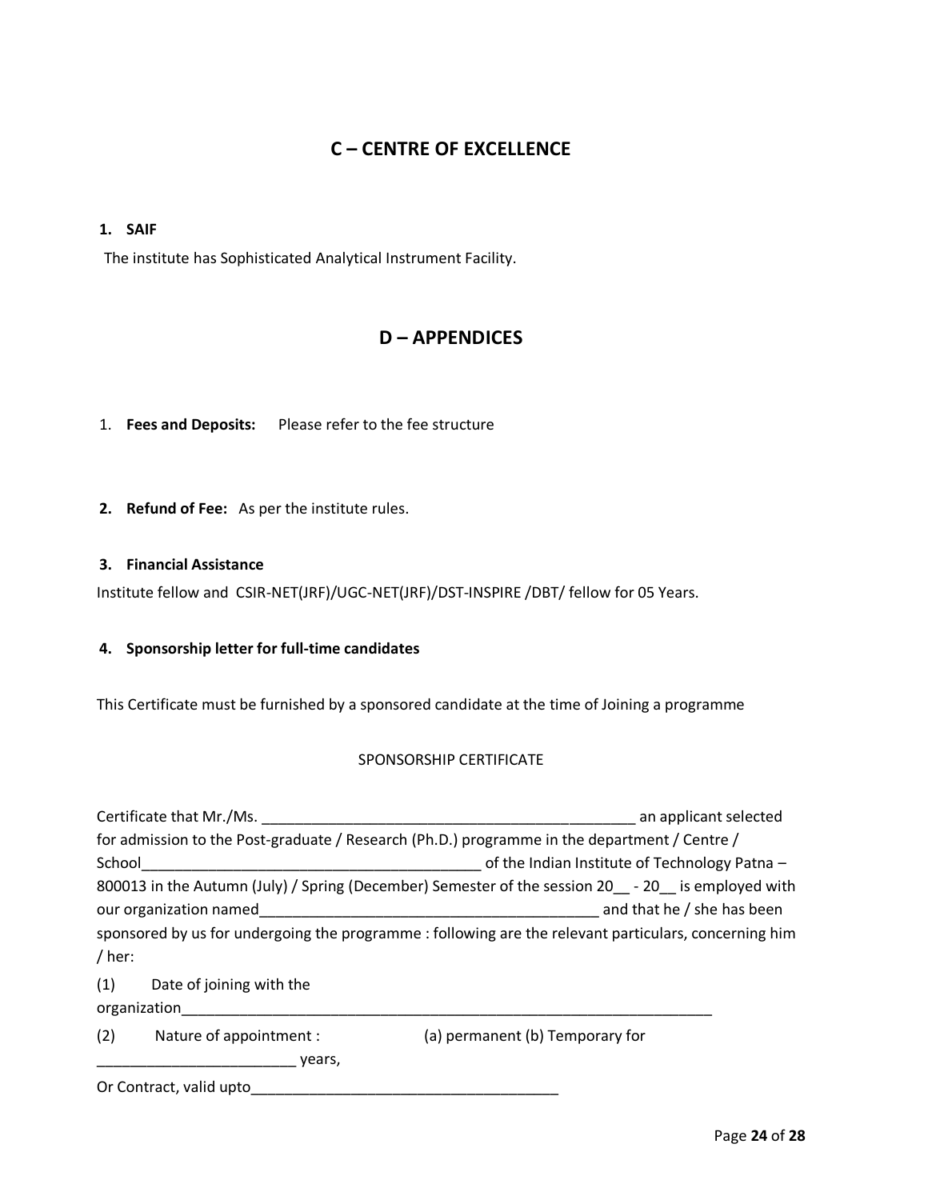## C – CENTRE OF EXCELLENCE

**1. SAIF**

The institute has Sophisticated Analytical Instrument Facility.

## D – APPENDICES

1. **Fees and Deposits:** Please refer to the fee structure

2. **Refund of Fee:** As per the institute rules.

**3. Financial Assistance**

Institute fellow and CSIR-NET(JRF)/UGC-NET(JRF)/DST-INSPIRE /DBT/ fellow for 05 Years.

**4. Sponsorship letter for full-time candidates**

This Certificate must be furnished by a sponsored candidate at the time of Joining a programme

SPONSORSHIP CERTIFICATE

Certificate that Mr./Ms. ____________________________________________ an applicant selected for admission to the Post-graduate / Research (Ph.D.) programme in the department / Centre / School_________________________________________ of the Indian Institute of Technology Patna – 800013 in the Autumn (July) / Spring (December) Semester of the session 20__ - 20__ is employed with our organization named_________________________________________ and that he / she has been sponsored by us for undergoing the programme : following are the relevant particulars, concerning him / her:

(1) Date of joining with the organization___________________________________________________________________

(2) Nature of appointment : (a) permanent (b) Temporary for ________________________ years,

Or Contract, valid upto_____________________________________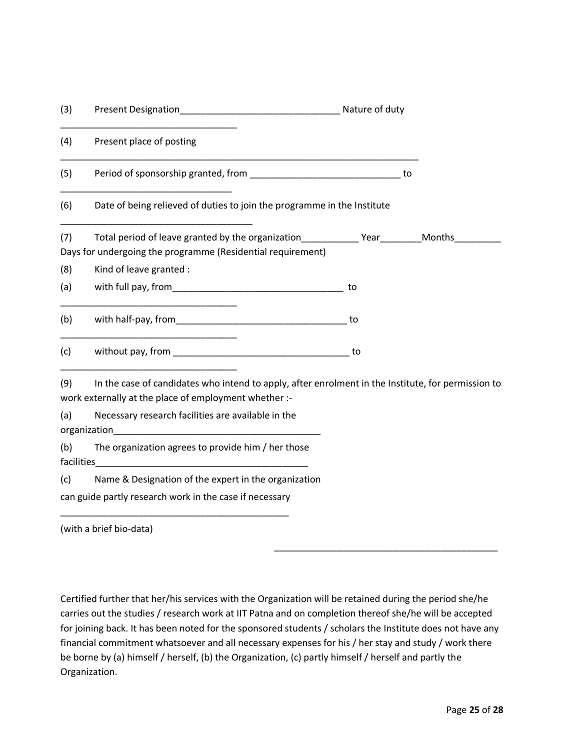(3) Present Designation_______________________________ Nature of duty ___________________________________

(4) Present place of posting ________________________________________________________________________

(5) Period of sponsorship granted, from _____________________________ to __________________________________

(6) Date of being relieved of duties to join the programme in the Institute _____________________________________

(7) Total period of leave granted by the organization___________ Year________Months_________ Days for undergoing the programme (Residential requirement)

(8) Kind of leave granted :

(a) with full pay, from_________________________________ to ___________________________________

(b) with half-pay, from_________________________________ to ___________________________________

(c) without pay, from _________________________________ to ___________________________________

(9) In the case of candidates who intend to apply, after enrolment in the Institute, for permission to work externally at the place of employment whether :-

(a) Necessary research facilities are available in the organization_________________________________________

(b) The organization agrees to provide him / her those facilities_________________________________________

(c) Name & Designation of the expert in the organization can guide partly research work in the case if necessary ____________________________________________

(with a brief bio-data)

____________________________________________

Certified further that her/his services with the Organization will be retained during the period she/he carries out the studies / research work at IIT Patna and on completion thereof she/he will be accepted for joining back. It has been noted for the sponsored students / scholars the Institute does not have any financial commitment whatsoever and all necessary expenses for his / her stay and study / work there be borne by (a) himself / herself, (b) the Organization, (c) partly himself / herself and partly the Organization.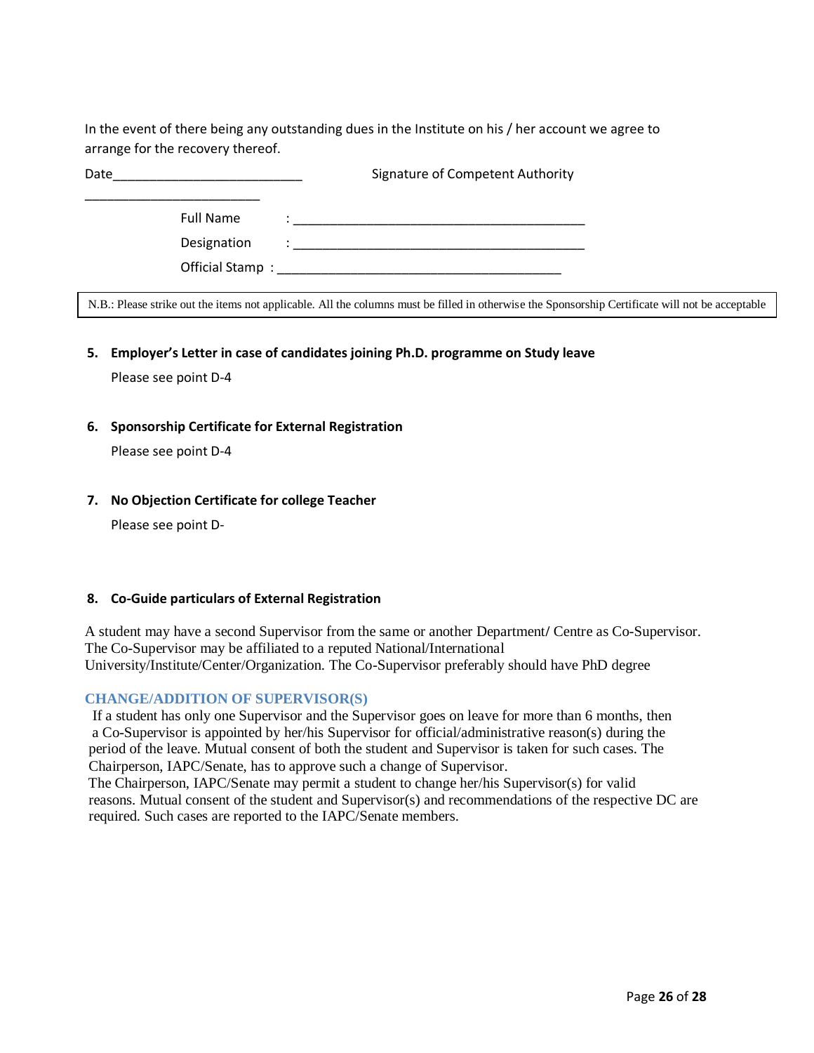In the event of there being any outstanding dues in the Institute on his / her account we agree to arrange for the recovery thereof.

Date___________________________ Signature of Competent Authority

_________________________

Full Name : __________________________________________

Designation : __________________________________________

Official Stamp : _________________________________________

N.B.: Please strike out the items not applicable. All the columns must be filled in otherwise the Sponsorship Certificate will not be acceptable

**5. Employer's Letter in case of candidates joining Ph.D. programme on Study leave**

Please see point D-4

**6. Sponsorship Certificate for External Registration**

Please see point D-4

**7. No Objection Certificate for college Teacher**

Please see point D-

**8. Co-Guide particulars of External Registration**

A student may have a second Supervisor from the same or another Department/ Centre as Co-Supervisor. The Co-Supervisor may be affiliated to a reputed National/International University/Institute/Center/Organization. The Co-Supervisor preferably should have PhD degree

## CHANGE/ADDITION OF SUPERVISOR(S)

If a student has only one Supervisor and the Supervisor goes on leave for more than 6 months, then a Co-Supervisor is appointed by her/his Supervisor for official/administrative reason(s) during the period of the leave. Mutual consent of both the student and Supervisor is taken for such cases. The Chairperson, IAPC/Senate, has to approve such a change of Supervisor.

The Chairperson, IAPC/Senate may permit a student to change her/his Supervisor(s) for valid reasons. Mutual consent of the student and Supervisor(s) and recommendations of the respective DC are required. Such cases are reported to the IAPC/Senate members.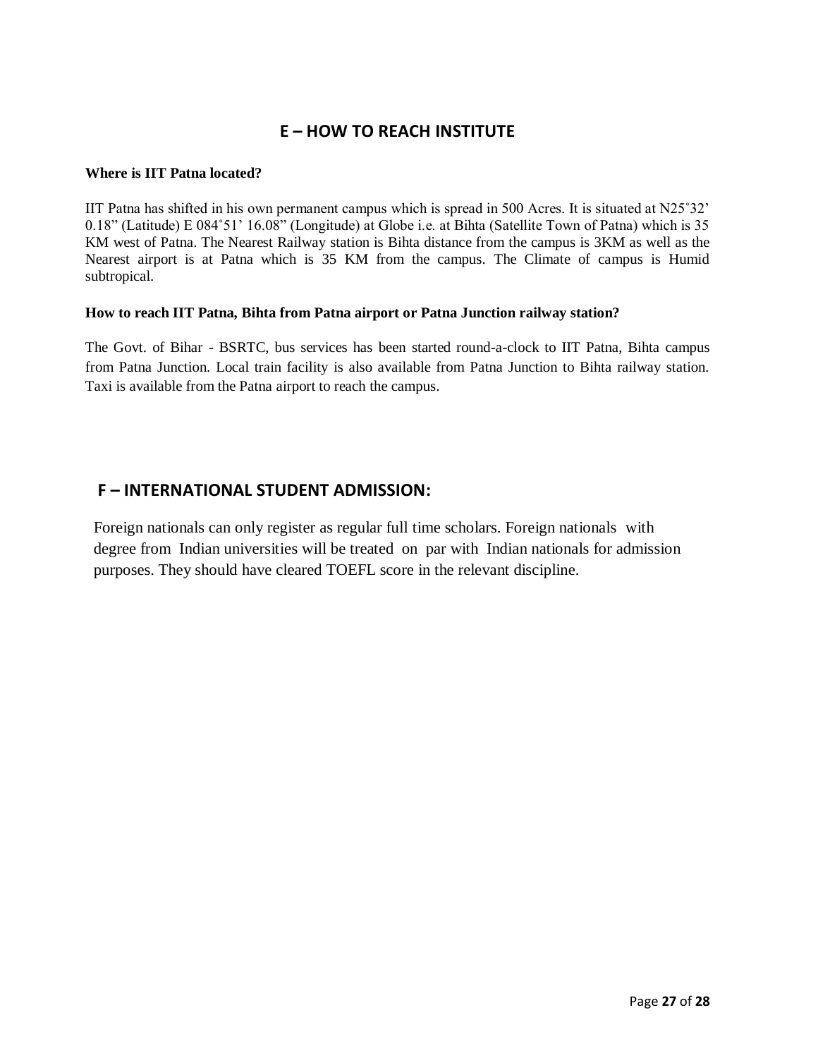## E – HOW TO REACH INSTITUTE

**Where is IIT Patna located?**

IIT Patna has shifted in his own permanent campus which is spread in 500 Acres. It is situated at N25˚32' 0.18" (Latitude) E 084˚51' 16.08" (Longitude) at Globe i.e. at Bihta (Satellite Town of Patna) which is 35 KM west of Patna. The Nearest Railway station is Bihta distance from the campus is 3KM as well as the Nearest airport is at Patna which is 35 KM from the campus. The Climate of campus is Humid subtropical.

**How to reach IIT Patna, Bihta from Patna airport or Patna Junction railway station?**

The Govt. of Bihar - BSRTC, bus services has been started round-a-clock to IIT Patna, Bihta campus from Patna Junction. Local train facility is also available from Patna Junction to Bihta railway station. Taxi is available from the Patna airport to reach the campus.

## F – INTERNATIONAL STUDENT ADMISSION:

Foreign nationals can only register as regular full time scholars. Foreign nationals with degree from Indian universities will be treated on par with Indian nationals for admission purposes. They should have cleared TOEFL score in the relevant discipline.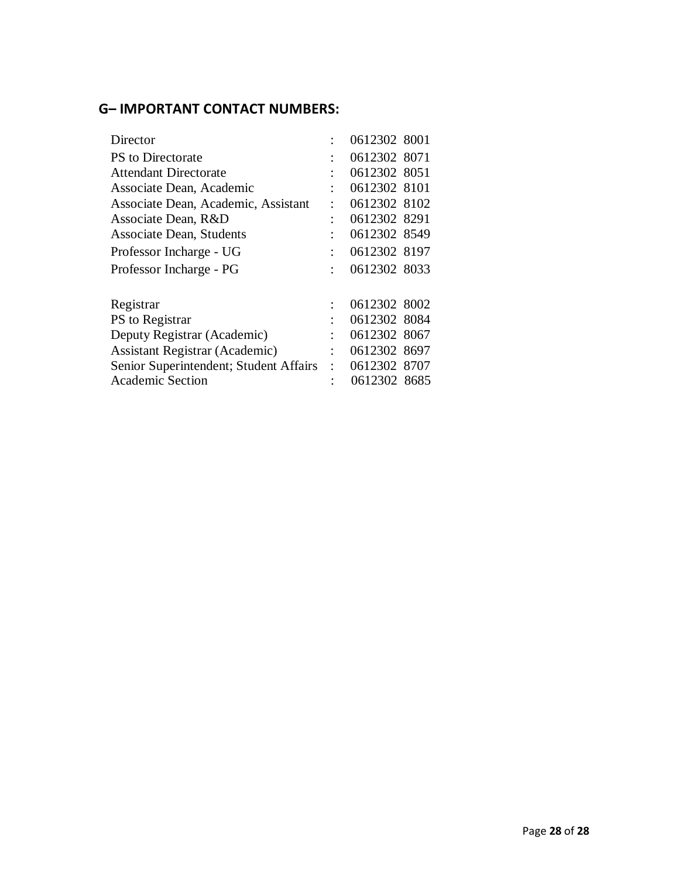## G– IMPORTANT CONTACT NUMBERS:

| | | |
|---|---|---|
| Director | : | 0612302 8001 |
| PS to Directorate | : | 0612302 8071 |
| Attendant Directorate | : | 0612302 8051 |
| Associate Dean, Academic | : | 0612302 8101 |
| Associate Dean, Academic, Assistant | : | 0612302 8102 |
| Associate Dean, R&D | : | 0612302 8291 |
| Associate Dean, Students | : | 0612302 8549 |
| Professor Incharge - UG | : | 0612302 8197 |
| Professor Incharge - PG | : | 0612302 8033 |
| | | |
| Registrar | : | 0612302 8002 |
| PS to Registrar | : | 0612302 8084 |
| Deputy Registrar (Academic) | : | 0612302 8067 |
| Assistant Registrar (Academic) | : | 0612302 8697 |
| Senior Superintendent; Student Affairs | : | 0612302 8707 |
| Academic Section | : | 0612302 8685 |